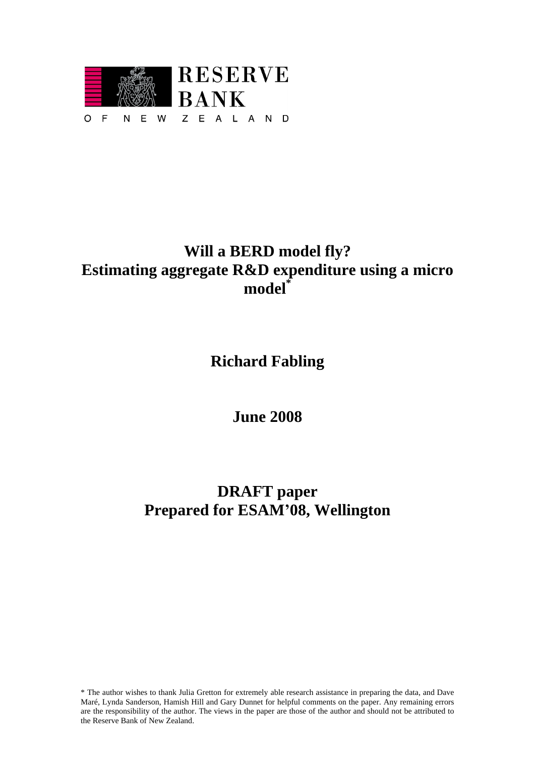RESERVE BANK OF NEW ZEALAND

# Will a BERD model fly? Estimating aggregate R&D expenditure using a micro model*

**Richard Fabling**

**June 2008**

## DRAFT paper
## Prepared for ESAM'08, Wellington

* The author wishes to thank Julia Gretton for extremely able research assistance in preparing the data, and Dave Maré, Lynda Sanderson, Hamish Hill and Gary Dunnet for helpful comments on the paper. Any remaining errors are the responsibility of the author. The views in the paper are those of the author and should not be attributed to the Reserve Bank of New Zealand.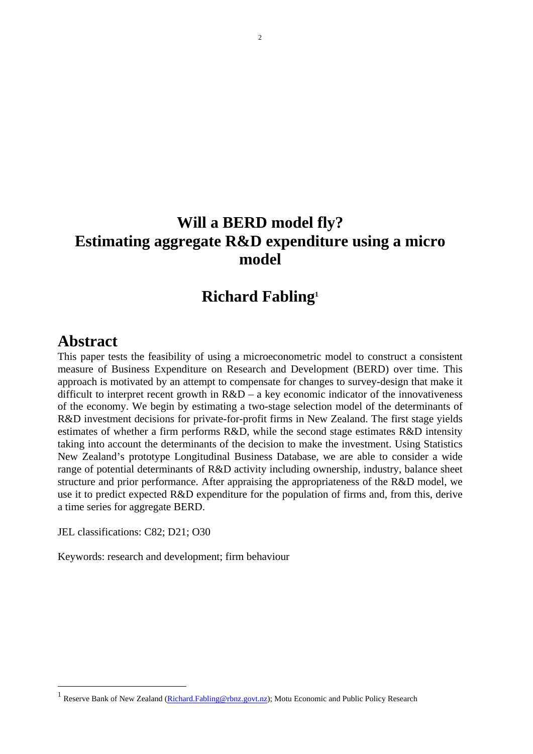# Will a BERD model fly?
# Estimating aggregate R&D expenditure using a micro model

## Richard Fabling[1]

## Abstract

This paper tests the feasibility of using a microeconometric model to construct a consistent measure of Business Expenditure on Research and Development (BERD) over time. This approach is motivated by an attempt to compensate for changes to survey-design that make it difficult to interpret recent growth in R&D – a key economic indicator of the innovativeness of the economy. We begin by estimating a two-stage selection model of the determinants of R&D investment decisions for private-for-profit firms in New Zealand. The first stage yields estimates of whether a firm performs R&D, while the second stage estimates R&D intensity taking into account the determinants of the decision to make the investment. Using Statistics New Zealand's prototype Longitudinal Business Database, we are able to consider a wide range of potential determinants of R&D activity including ownership, industry, balance sheet structure and prior performance. After appraising the appropriateness of the R&D model, we use it to predict expected R&D expenditure for the population of firms and, from this, derive a time series for aggregate BERD.

JEL classifications: C82; D21; O30

Keywords: research and development; firm behaviour

[1] Reserve Bank of New Zealand (Richard.Fabling@rbnz.govt.nz); Motu Economic and Public Policy Research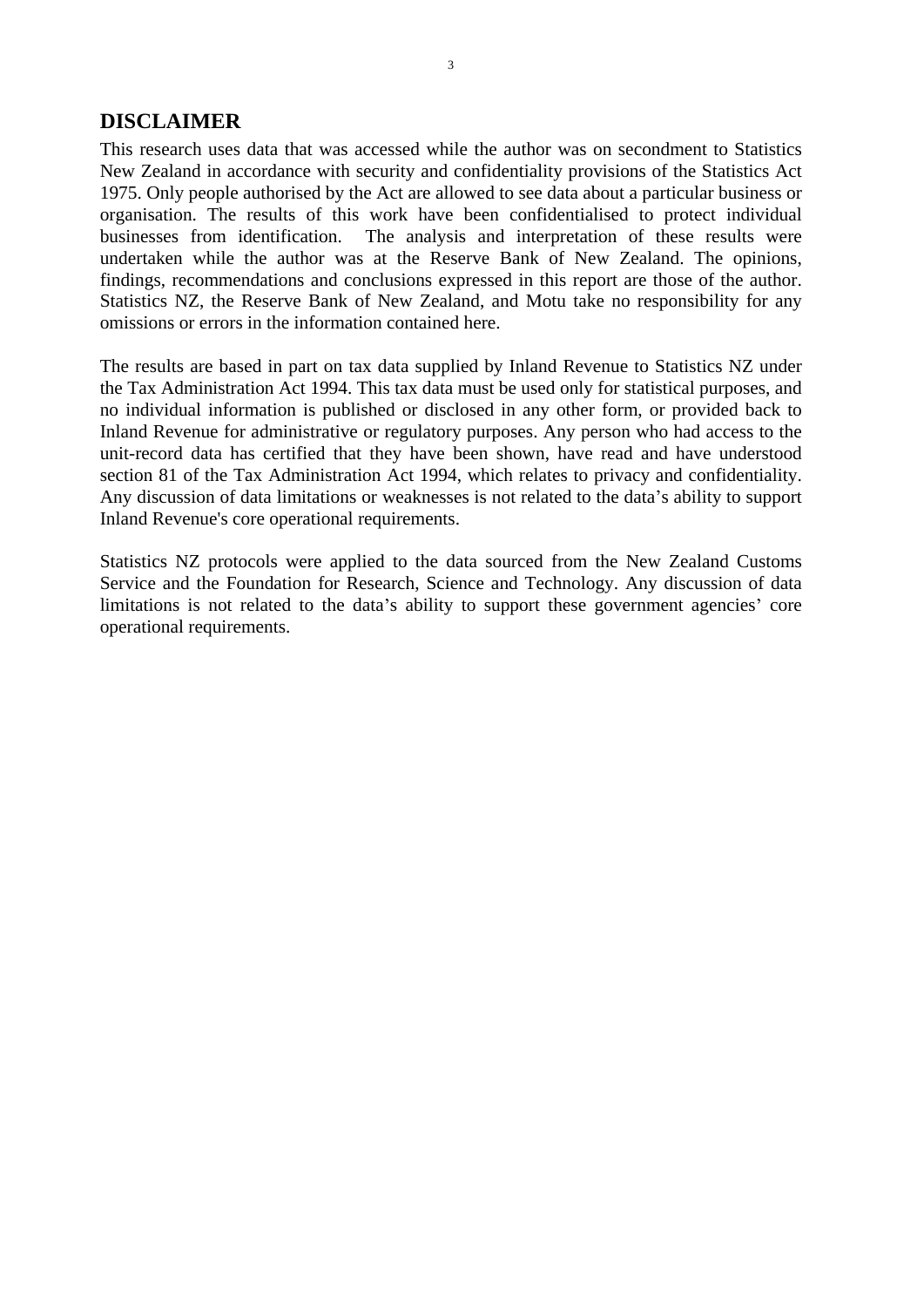# DISCLAIMER

This research uses data that was accessed while the author was on secondment to Statistics New Zealand in accordance with security and confidentiality provisions of the Statistics Act 1975. Only people authorised by the Act are allowed to see data about a particular business or organisation. The results of this work have been confidentialised to protect individual businesses from identification. The analysis and interpretation of these results were undertaken while the author was at the Reserve Bank of New Zealand. The opinions, findings, recommendations and conclusions expressed in this report are those of the author. Statistics NZ, the Reserve Bank of New Zealand, and Motu take no responsibility for any omissions or errors in the information contained here.

The results are based in part on tax data supplied by Inland Revenue to Statistics NZ under the Tax Administration Act 1994. This tax data must be used only for statistical purposes, and no individual information is published or disclosed in any other form, or provided back to Inland Revenue for administrative or regulatory purposes. Any person who had access to the unit-record data has certified that they have been shown, have read and have understood section 81 of the Tax Administration Act 1994, which relates to privacy and confidentiality. Any discussion of data limitations or weaknesses is not related to the data's ability to support Inland Revenue's core operational requirements.

Statistics NZ protocols were applied to the data sourced from the New Zealand Customs Service and the Foundation for Research, Science and Technology. Any discussion of data limitations is not related to the data's ability to support these government agencies' core operational requirements.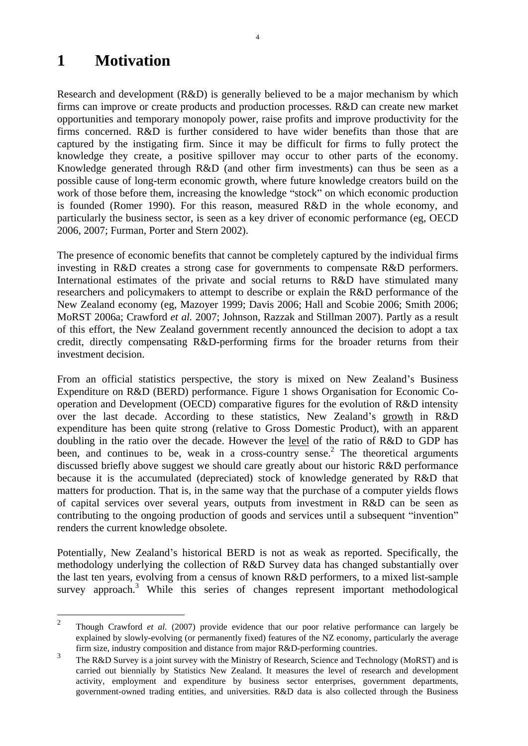# 1 Motivation

Research and development (R&D) is generally believed to be a major mechanism by which firms can improve or create products and production processes. R&D can create new market opportunities and temporary monopoly power, raise profits and improve productivity for the firms concerned. R&D is further considered to have wider benefits than those that are captured by the instigating firm. Since it may be difficult for firms to fully protect the knowledge they create, a positive spillover may occur to other parts of the economy. Knowledge generated through R&D (and other firm investments) can thus be seen as a possible cause of long-term economic growth, where future knowledge creators build on the work of those before them, increasing the knowledge "stock" on which economic production is founded (Romer 1990). For this reason, measured R&D in the whole economy, and particularly the business sector, is seen as a key driver of economic performance (eg, OECD 2006, 2007; Furman, Porter and Stern 2002).

The presence of economic benefits that cannot be completely captured by the individual firms investing in R&D creates a strong case for governments to compensate R&D performers. International estimates of the private and social returns to R&D have stimulated many researchers and policymakers to attempt to describe or explain the R&D performance of the New Zealand economy (eg, Mazoyer 1999; Davis 2006; Hall and Scobie 2006; Smith 2006; MoRST 2006a; Crawford *et al.* 2007; Johnson, Razzak and Stillman 2007). Partly as a result of this effort, the New Zealand government recently announced the decision to adopt a tax credit, directly compensating R&D-performing firms for the broader returns from their investment decision.

From an official statistics perspective, the story is mixed on New Zealand's Business Expenditure on R&D (BERD) performance. Figure 1 shows Organisation for Economic Co-operation and Development (OECD) comparative figures for the evolution of R&D intensity over the last decade. According to these statistics, New Zealand's growth in R&D expenditure has been quite strong (relative to Gross Domestic Product), with an apparent doubling in the ratio over the decade. However the level of the ratio of R&D to GDP has been, and continues to be, weak in a cross-country sense.[2] The theoretical arguments discussed briefly above suggest we should care greatly about our historic R&D performance because it is the accumulated (depreciated) stock of knowledge generated by R&D that matters for production. That is, in the same way that the purchase of a computer yields flows of capital services over several years, outputs from investment in R&D can be seen as contributing to the ongoing production of goods and services until a subsequent "invention" renders the current knowledge obsolete.

Potentially, New Zealand's historical BERD is not as weak as reported. Specifically, the methodology underlying the collection of R&D Survey data has changed substantially over the last ten years, evolving from a census of known R&D performers, to a mixed list-sample survey approach.[3] While this series of changes represent important methodological

---

[2] Though Crawford *et al.* (2007) provide evidence that our poor relative performance can largely be explained by slowly-evolving (or permanently fixed) features of the NZ economy, particularly the average firm size, industry composition and distance from major R&D-performing countries.

[3] The R&D Survey is a joint survey with the Ministry of Research, Science and Technology (MoRST) and is carried out biennially by Statistics New Zealand. It measures the level of research and development activity, employment and expenditure by business sector enterprises, government departments, government-owned trading entities, and universities. R&D data is also collected through the Business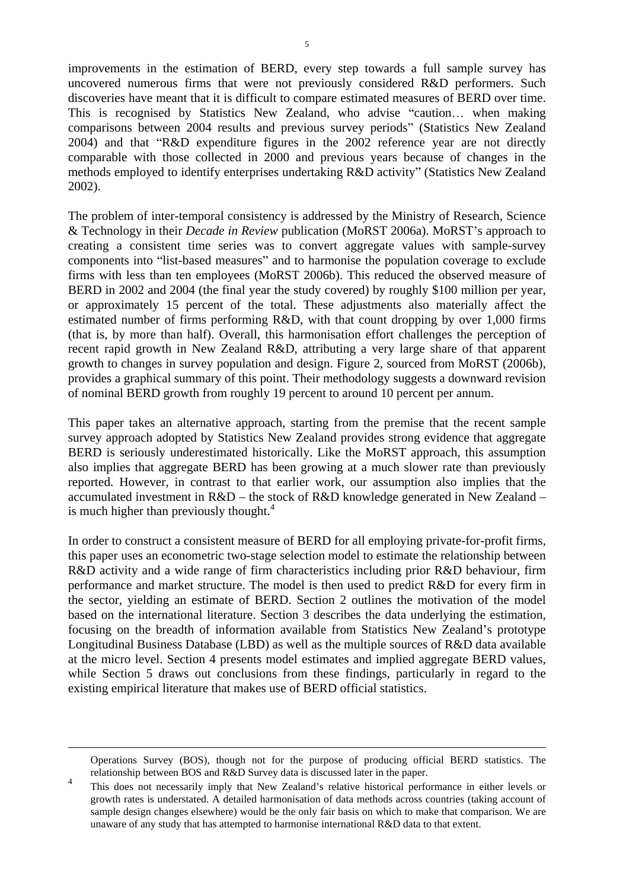improvements in the estimation of BERD, every step towards a full sample survey has uncovered numerous firms that were not previously considered R&D performers. Such discoveries have meant that it is difficult to compare estimated measures of BERD over time. This is recognised by Statistics New Zealand, who advise "caution… when making comparisons between 2004 results and previous survey periods" (Statistics New Zealand 2004) and that "R&D expenditure figures in the 2002 reference year are not directly comparable with those collected in 2000 and previous years because of changes in the methods employed to identify enterprises undertaking R&D activity" (Statistics New Zealand 2002).

The problem of inter-temporal consistency is addressed by the Ministry of Research, Science & Technology in their *Decade in Review* publication (MoRST 2006a). MoRST's approach to creating a consistent time series was to convert aggregate values with sample-survey components into "list-based measures" and to harmonise the population coverage to exclude firms with less than ten employees (MoRST 2006b). This reduced the observed measure of BERD in 2002 and 2004 (the final year the study covered) by roughly $100 million per year, or approximately 15 percent of the total. These adjustments also materially affect the estimated number of firms performing R&D, with that count dropping by over 1,000 firms (that is, by more than half). Overall, this harmonisation effort challenges the perception of recent rapid growth in New Zealand R&D, attributing a very large share of that apparent growth to changes in survey population and design. Figure 2, sourced from MoRST (2006b), provides a graphical summary of this point. Their methodology suggests a downward revision of nominal BERD growth from roughly 19 percent to around 10 percent per annum.

This paper takes an alternative approach, starting from the premise that the recent sample survey approach adopted by Statistics New Zealand provides strong evidence that aggregate BERD is seriously underestimated historically. Like the MoRST approach, this assumption also implies that aggregate BERD has been growing at a much slower rate than previously reported. However, in contrast to that earlier work, our assumption also implies that the accumulated investment in R&D – the stock of R&D knowledge generated in New Zealand – is much higher than previously thought.[4]

In order to construct a consistent measure of BERD for all employing private-for-profit firms, this paper uses an econometric two-stage selection model to estimate the relationship between R&D activity and a wide range of firm characteristics including prior R&D behaviour, firm performance and market structure. The model is then used to predict R&D for every firm in the sector, yielding an estimate of BERD. Section 2 outlines the motivation of the model based on the international literature. Section 3 describes the data underlying the estimation, focusing on the breadth of information available from Statistics New Zealand's prototype Longitudinal Business Database (LBD) as well as the multiple sources of R&D data available at the micro level. Section 4 presents model estimates and implied aggregate BERD values, while Section 5 draws out conclusions from these findings, particularly in regard to the existing empirical literature that makes use of BERD official statistics.

---

Operations Survey (BOS), though not for the purpose of producing official BERD statistics. The relationship between BOS and R&D Survey data is discussed later in the paper.

[4] This does not necessarily imply that New Zealand's relative historical performance in either levels or growth rates is understated. A detailed harmonisation of data methods across countries (taking account of sample design changes elsewhere) would be the only fair basis on which to make that comparison. We are unaware of any study that has attempted to harmonise international R&D data to that extent.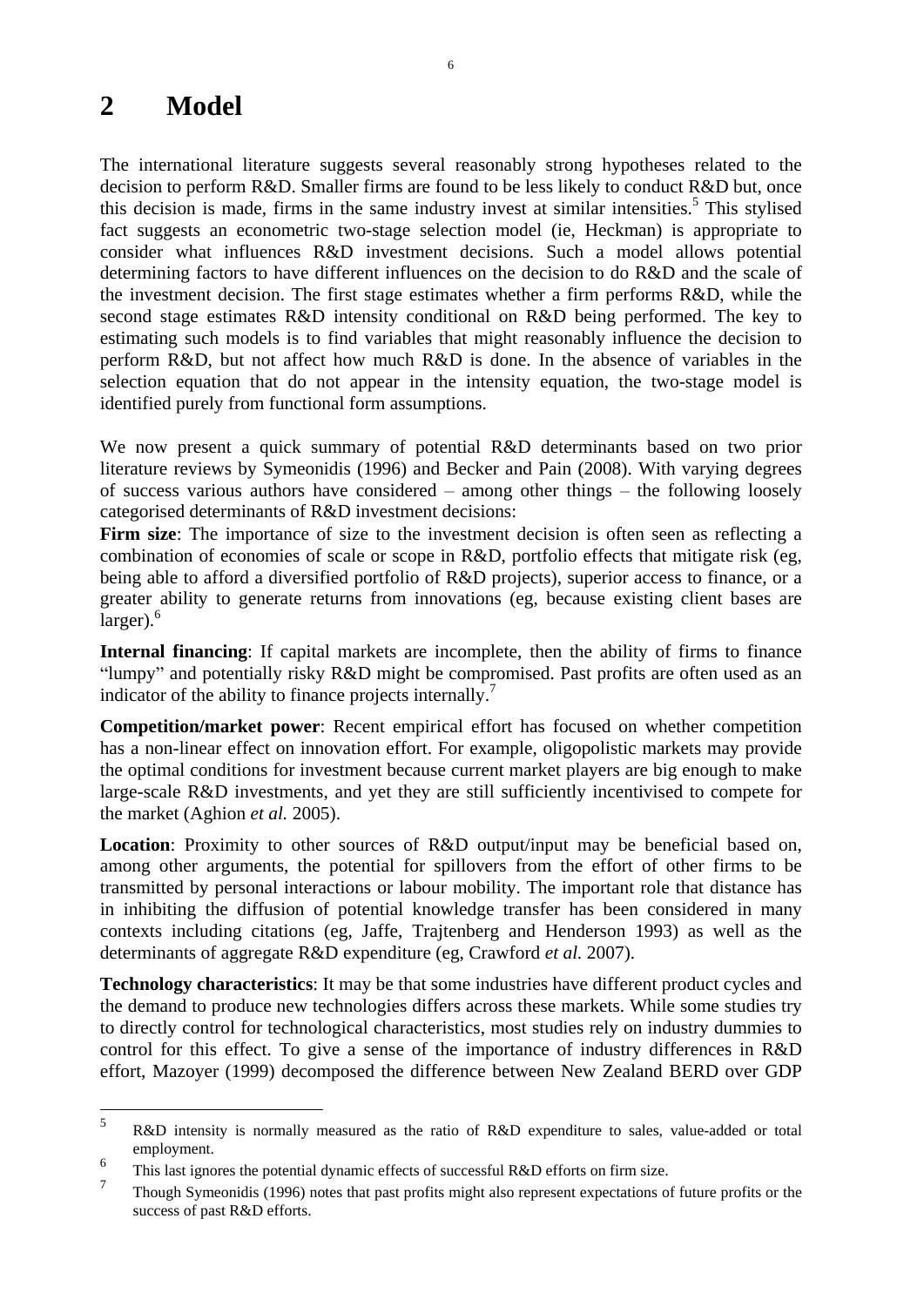# 2 Model

The international literature suggests several reasonably strong hypotheses related to the decision to perform R&D. Smaller firms are found to be less likely to conduct R&D but, once this decision is made, firms in the same industry invest at similar intensities.[5] This stylised fact suggests an econometric two-stage selection model (ie, Heckman) is appropriate to consider what influences R&D investment decisions. Such a model allows potential determining factors to have different influences on the decision to do R&D and the scale of the investment decision. The first stage estimates whether a firm performs R&D, while the second stage estimates R&D intensity conditional on R&D being performed. The key to estimating such models is to find variables that might reasonably influence the decision to perform R&D, but not affect how much R&D is done. In the absence of variables in the selection equation that do not appear in the intensity equation, the two-stage model is identified purely from functional form assumptions.

We now present a quick summary of potential R&D determinants based on two prior literature reviews by Symeonidis (1996) and Becker and Pain (2008). With varying degrees of success various authors have considered – among other things – the following loosely categorised determinants of R&D investment decisions:

**Firm size**: The importance of size to the investment decision is often seen as reflecting a combination of economies of scale or scope in R&D, portfolio effects that mitigate risk (eg, being able to afford a diversified portfolio of R&D projects), superior access to finance, or a greater ability to generate returns from innovations (eg, because existing client bases are larger).[6]

**Internal financing**: If capital markets are incomplete, then the ability of firms to finance "lumpy" and potentially risky R&D might be compromised. Past profits are often used as an indicator of the ability to finance projects internally.[7]

**Competition/market power**: Recent empirical effort has focused on whether competition has a non-linear effect on innovation effort. For example, oligopolistic markets may provide the optimal conditions for investment because current market players are big enough to make large-scale R&D investments, and yet they are still sufficiently incentivised to compete for the market (Aghion *et al.* 2005).

**Location**: Proximity to other sources of R&D output/input may be beneficial based on, among other arguments, the potential for spillovers from the effort of other firms to be transmitted by personal interactions or labour mobility. The important role that distance has in inhibiting the diffusion of potential knowledge transfer has been considered in many contexts including citations (eg, Jaffe, Trajtenberg and Henderson 1993) as well as the determinants of aggregate R&D expenditure (eg, Crawford *et al.* 2007).

**Technology characteristics**: It may be that some industries have different product cycles and the demand to produce new technologies differs across these markets. While some studies try to directly control for technological characteristics, most studies rely on industry dummies to control for this effect. To give a sense of the importance of industry differences in R&D effort, Mazoyer (1999) decomposed the difference between New Zealand BERD over GDP

---

[5] R&D intensity is normally measured as the ratio of R&D expenditure to sales, value-added or total employment.

[6] This last ignores the potential dynamic effects of successful R&D efforts on firm size.

[7] Though Symeonidis (1996) notes that past profits might also represent expectations of future profits or the success of past R&D efforts.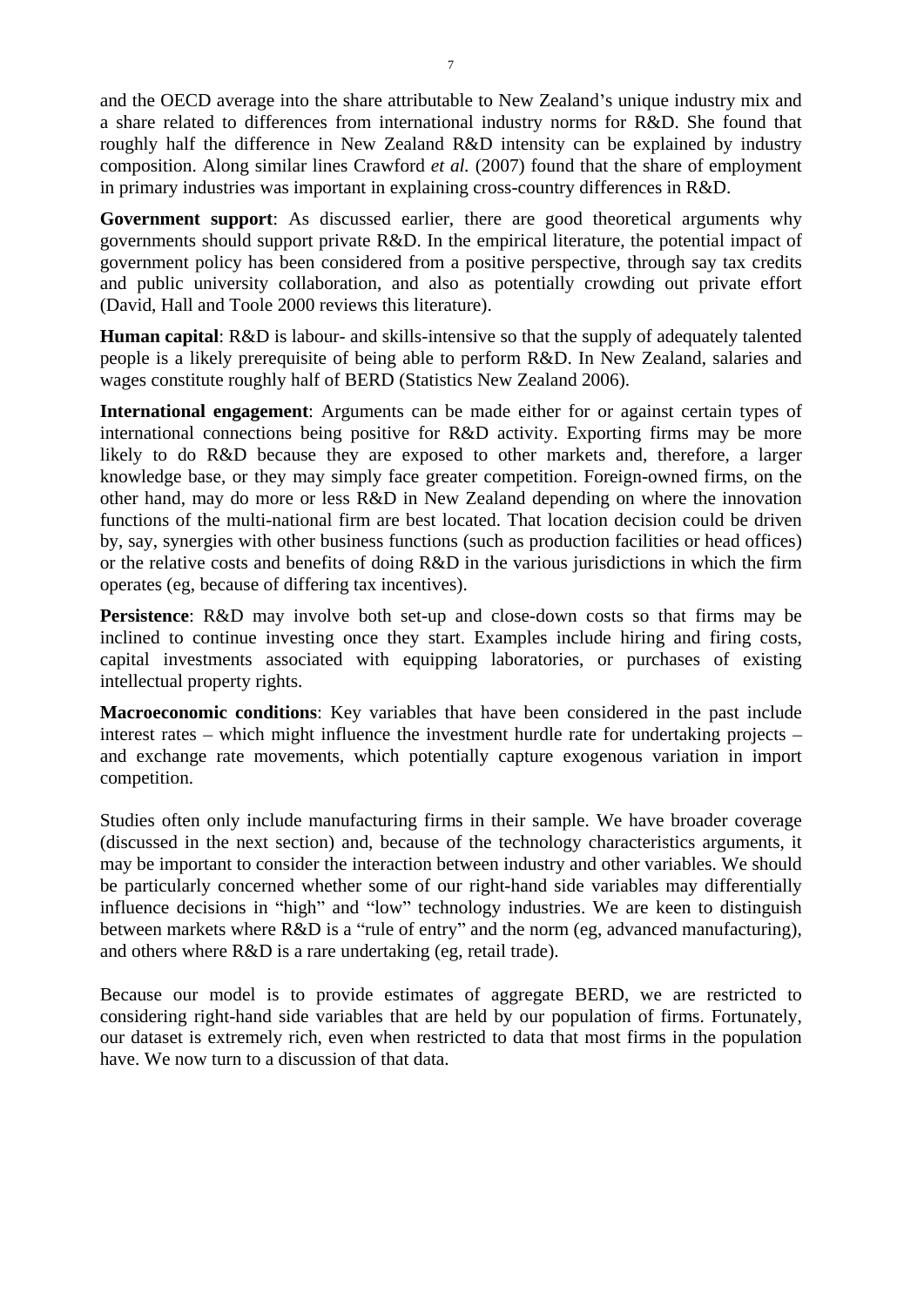and the OECD average into the share attributable to New Zealand's unique industry mix and a share related to differences from international industry norms for R&D. She found that roughly half the difference in New Zealand R&D intensity can be explained by industry composition. Along similar lines Crawford *et al.* (2007) found that the share of employment in primary industries was important in explaining cross-country differences in R&D.

**Government support**: As discussed earlier, there are good theoretical arguments why governments should support private R&D. In the empirical literature, the potential impact of government policy has been considered from a positive perspective, through say tax credits and public university collaboration, and also as potentially crowding out private effort (David, Hall and Toole 2000 reviews this literature).

**Human capital**: R&D is labour- and skills-intensive so that the supply of adequately talented people is a likely prerequisite of being able to perform R&D. In New Zealand, salaries and wages constitute roughly half of BERD (Statistics New Zealand 2006).

**International engagement**: Arguments can be made either for or against certain types of international connections being positive for R&D activity. Exporting firms may be more likely to do R&D because they are exposed to other markets and, therefore, a larger knowledge base, or they may simply face greater competition. Foreign-owned firms, on the other hand, may do more or less R&D in New Zealand depending on where the innovation functions of the multi-national firm are best located. That location decision could be driven by, say, synergies with other business functions (such as production facilities or head offices) or the relative costs and benefits of doing R&D in the various jurisdictions in which the firm operates (eg, because of differing tax incentives).

**Persistence**: R&D may involve both set-up and close-down costs so that firms may be inclined to continue investing once they start. Examples include hiring and firing costs, capital investments associated with equipping laboratories, or purchases of existing intellectual property rights.

**Macroeconomic conditions**: Key variables that have been considered in the past include interest rates – which might influence the investment hurdle rate for undertaking projects – and exchange rate movements, which potentially capture exogenous variation in import competition.

Studies often only include manufacturing firms in their sample. We have broader coverage (discussed in the next section) and, because of the technology characteristics arguments, it may be important to consider the interaction between industry and other variables. We should be particularly concerned whether some of our right-hand side variables may differentially influence decisions in "high" and "low" technology industries. We are keen to distinguish between markets where R&D is a "rule of entry" and the norm (eg, advanced manufacturing), and others where R&D is a rare undertaking (eg, retail trade).

Because our model is to provide estimates of aggregate BERD, we are restricted to considering right-hand side variables that are held by our population of firms. Fortunately, our dataset is extremely rich, even when restricted to data that most firms in the population have. We now turn to a discussion of that data.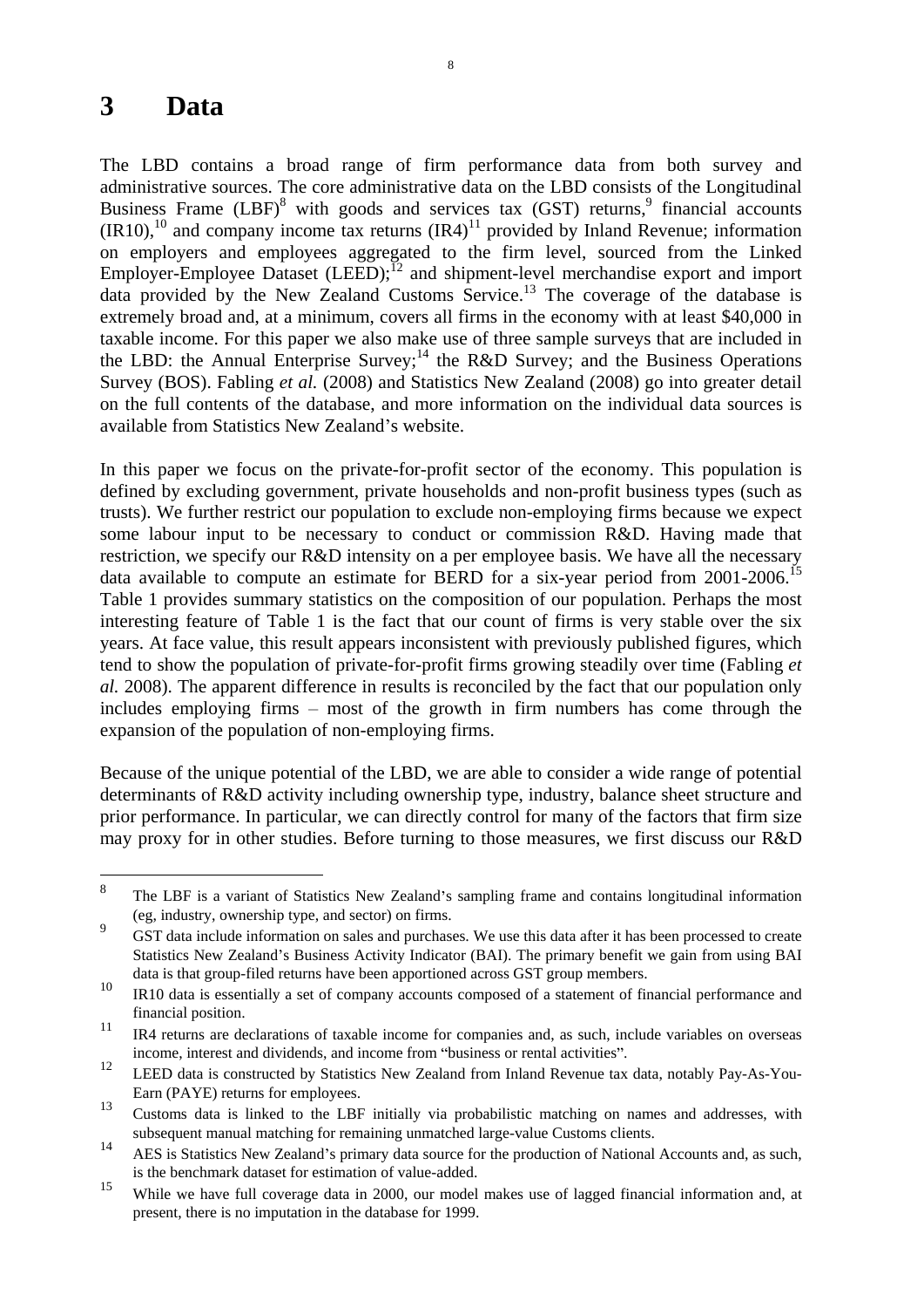# 3 Data

The LBD contains a broad range of firm performance data from both survey and administrative sources. The core administrative data on the LBD consists of the Longitudinal Business Frame (LBF)[8] with goods and services tax (GST) returns,[9] financial accounts (IR10),[10] and company income tax returns (IR4)[11] provided by Inland Revenue; information on employers and employees aggregated to the firm level, sourced from the Linked Employer-Employee Dataset (LEED);[12] and shipment-level merchandise export and import data provided by the New Zealand Customs Service.[13] The coverage of the database is extremely broad and, at a minimum, covers all firms in the economy with at least $40,000 in taxable income. For this paper we also make use of three sample surveys that are included in the LBD: the Annual Enterprise Survey;[14] the R&D Survey; and the Business Operations Survey (BOS). Fabling *et al.* (2008) and Statistics New Zealand (2008) go into greater detail on the full contents of the database, and more information on the individual data sources is available from Statistics New Zealand's website.

In this paper we focus on the private-for-profit sector of the economy. This population is defined by excluding government, private households and non-profit business types (such as trusts). We further restrict our population to exclude non-employing firms because we expect some labour input to be necessary to conduct or commission R&D. Having made that restriction, we specify our R&D intensity on a per employee basis. We have all the necessary data available to compute an estimate for BERD for a six-year period from 2001-2006.[15] Table 1 provides summary statistics on the composition of our population. Perhaps the most interesting feature of Table 1 is the fact that our count of firms is very stable over the six years. At face value, this result appears inconsistent with previously published figures, which tend to show the population of private-for-profit firms growing steadily over time (Fabling *et al.* 2008). The apparent difference in results is reconciled by the fact that our population only includes employing firms – most of the growth in firm numbers has come through the expansion of the population of non-employing firms.

Because of the unique potential of the LBD, we are able to consider a wide range of potential determinants of R&D activity including ownership type, industry, balance sheet structure and prior performance. In particular, we can directly control for many of the factors that firm size may proxy for in other studies. Before turning to those measures, we first discuss our R&D

---

[8] The LBF is a variant of Statistics New Zealand's sampling frame and contains longitudinal information (eg, industry, ownership type, and sector) on firms.

[9] GST data include information on sales and purchases. We use this data after it has been processed to create Statistics New Zealand's Business Activity Indicator (BAI). The primary benefit we gain from using BAI data is that group-filed returns have been apportioned across GST group members.

[10] IR10 data is essentially a set of company accounts composed of a statement of financial performance and financial position.

[11] IR4 returns are declarations of taxable income for companies and, as such, include variables on overseas income, interest and dividends, and income from "business or rental activities".

[12] LEED data is constructed by Statistics New Zealand from Inland Revenue tax data, notably Pay-As-You-Earn (PAYE) returns for employees.

[13] Customs data is linked to the LBF initially via probabilistic matching on names and addresses, with subsequent manual matching for remaining unmatched large-value Customs clients.

[14] AES is Statistics New Zealand's primary data source for the production of National Accounts and, as such, is the benchmark dataset for estimation of value-added.

[15] While we have full coverage data in 2000, our model makes use of lagged financial information and, at present, there is no imputation in the database for 1999.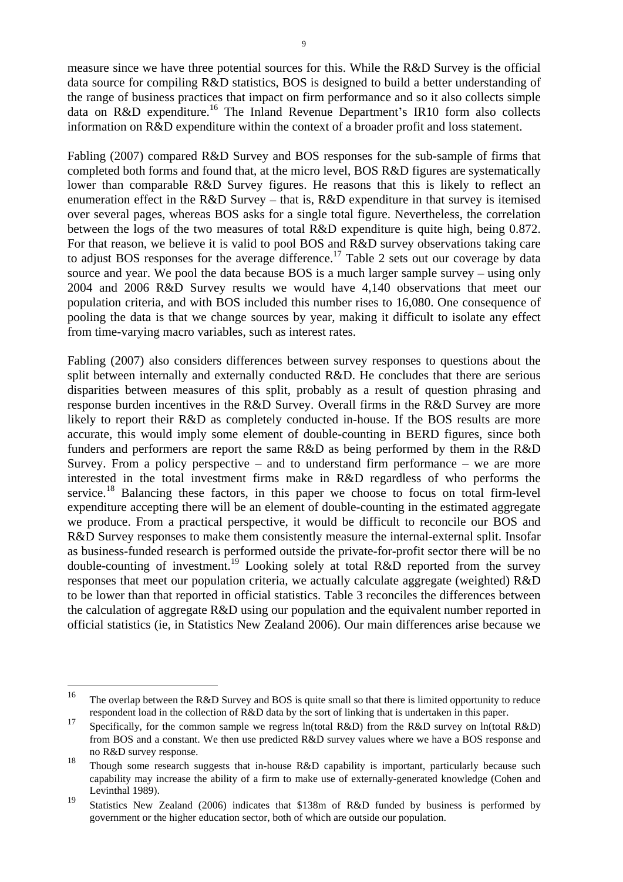measure since we have three potential sources for this. While the R&D Survey is the official data source for compiling R&D statistics, BOS is designed to build a better understanding of the range of business practices that impact on firm performance and so it also collects simple data on R&D expenditure.[16] The Inland Revenue Department's IR10 form also collects information on R&D expenditure within the context of a broader profit and loss statement.

Fabling (2007) compared R&D Survey and BOS responses for the sub-sample of firms that completed both forms and found that, at the micro level, BOS R&D figures are systematically lower than comparable R&D Survey figures. He reasons that this is likely to reflect an enumeration effect in the R&D Survey – that is, R&D expenditure in that survey is itemised over several pages, whereas BOS asks for a single total figure. Nevertheless, the correlation between the logs of the two measures of total R&D expenditure is quite high, being 0.872. For that reason, we believe it is valid to pool BOS and R&D survey observations taking care to adjust BOS responses for the average difference.[17] Table 2 sets out our coverage by data source and year. We pool the data because BOS is a much larger sample survey – using only 2004 and 2006 R&D Survey results we would have 4,140 observations that meet our population criteria, and with BOS included this number rises to 16,080. One consequence of pooling the data is that we change sources by year, making it difficult to isolate any effect from time-varying macro variables, such as interest rates.

Fabling (2007) also considers differences between survey responses to questions about the split between internally and externally conducted R&D. He concludes that there are serious disparities between measures of this split, probably as a result of question phrasing and response burden incentives in the R&D Survey. Overall firms in the R&D Survey are more likely to report their R&D as completely conducted in-house. If the BOS results are more accurate, this would imply some element of double-counting in BERD figures, since both funders and performers are report the same R&D as being performed by them in the R&D Survey. From a policy perspective – and to understand firm performance – we are more interested in the total investment firms make in R&D regardless of who performs the service.[18] Balancing these factors, in this paper we choose to focus on total firm-level expenditure accepting there will be an element of double-counting in the estimated aggregate we produce. From a practical perspective, it would be difficult to reconcile our BOS and R&D Survey responses to make them consistently measure the internal-external split. Insofar as business-funded research is performed outside the private-for-profit sector there will be no double-counting of investment.[19] Looking solely at total R&D reported from the survey responses that meet our population criteria, we actually calculate aggregate (weighted) R&D to be lower than that reported in official statistics. Table 3 reconciles the differences between the calculation of aggregate R&D using our population and the equivalent number reported in official statistics (ie, in Statistics New Zealand 2006). Our main differences arise because we

---

[16] The overlap between the R&D Survey and BOS is quite small so that there is limited opportunity to reduce respondent load in the collection of R&D data by the sort of linking that is undertaken in this paper.

[17] Specifically, for the common sample we regress ln(total R&D) from the R&D survey on ln(total R&D) from BOS and a constant. We then use predicted R&D survey values where we have a BOS response and no R&D survey response.

[18] Though some research suggests that in-house R&D capability is important, particularly because such capability may increase the ability of a firm to make use of externally-generated knowledge (Cohen and Levinthal 1989).

[19] Statistics New Zealand (2006) indicates that $138m of R&D funded by business is performed by government or the higher education sector, both of which are outside our population.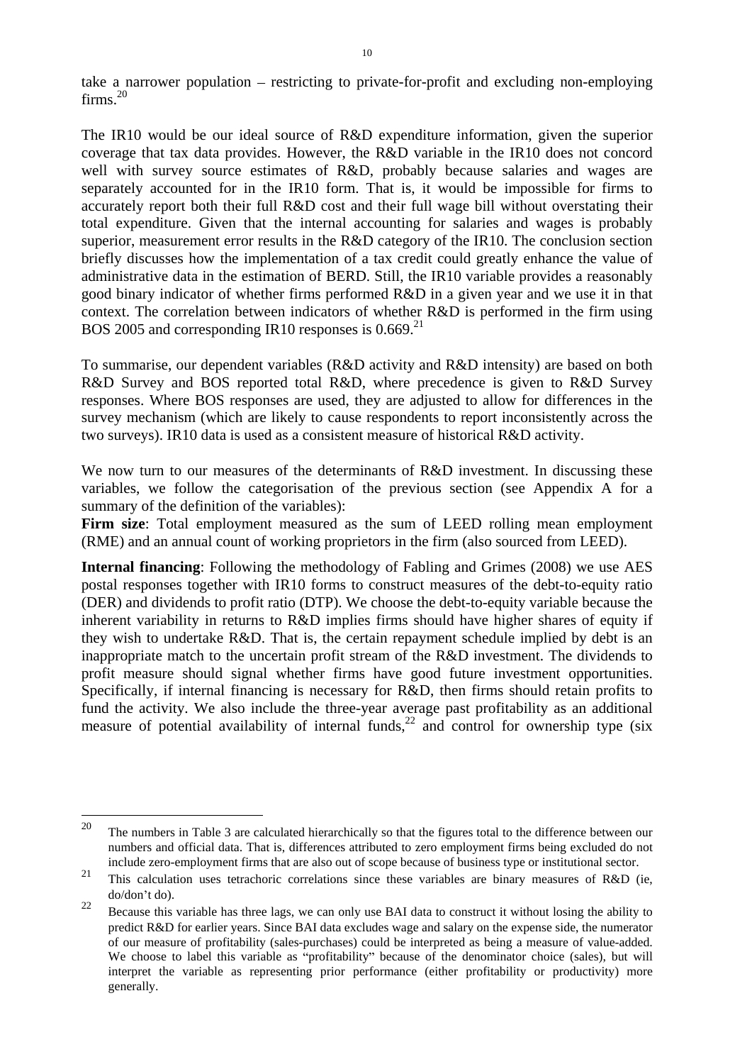take a narrower population – restricting to private-for-profit and excluding non-employing firms.[20]

The IR10 would be our ideal source of R&D expenditure information, given the superior coverage that tax data provides. However, the R&D variable in the IR10 does not concord well with survey source estimates of R&D, probably because salaries and wages are separately accounted for in the IR10 form. That is, it would be impossible for firms to accurately report both their full R&D cost and their full wage bill without overstating their total expenditure. Given that the internal accounting for salaries and wages is probably superior, measurement error results in the R&D category of the IR10. The conclusion section briefly discusses how the implementation of a tax credit could greatly enhance the value of administrative data in the estimation of BERD. Still, the IR10 variable provides a reasonably good binary indicator of whether firms performed R&D in a given year and we use it in that context. The correlation between indicators of whether R&D is performed in the firm using BOS 2005 and corresponding IR10 responses is 0.669.[21]

To summarise, our dependent variables (R&D activity and R&D intensity) are based on both R&D Survey and BOS reported total R&D, where precedence is given to R&D Survey responses. Where BOS responses are used, they are adjusted to allow for differences in the survey mechanism (which are likely to cause respondents to report inconsistently across the two surveys). IR10 data is used as a consistent measure of historical R&D activity.

We now turn to our measures of the determinants of R&D investment. In discussing these variables, we follow the categorisation of the previous section (see Appendix A for a summary of the definition of the variables):

**Firm size**: Total employment measured as the sum of LEED rolling mean employment (RME) and an annual count of working proprietors in the firm (also sourced from LEED).

**Internal financing**: Following the methodology of Fabling and Grimes (2008) we use AES postal responses together with IR10 forms to construct measures of the debt-to-equity ratio (DER) and dividends to profit ratio (DTP). We choose the debt-to-equity variable because the inherent variability in returns to R&D implies firms should have higher shares of equity if they wish to undertake R&D. That is, the certain repayment schedule implied by debt is an inappropriate match to the uncertain profit stream of the R&D investment. The dividends to profit measure should signal whether firms have good future investment opportunities. Specifically, if internal financing is necessary for R&D, then firms should retain profits to fund the activity. We also include the three-year average past profitability as an additional measure of potential availability of internal funds,[22] and control for ownership type (six

---

[20] The numbers in Table 3 are calculated hierarchically so that the figures total to the difference between our numbers and official data. That is, differences attributed to zero employment firms being excluded do not include zero-employment firms that are also out of scope because of business type or institutional sector.

[21] This calculation uses tetrachoric correlations since these variables are binary measures of R&D (ie, do/don't do).

[22] Because this variable has three lags, we can only use BAI data to construct it without losing the ability to predict R&D for earlier years. Since BAI data excludes wage and salary on the expense side, the numerator of our measure of profitability (sales-purchases) could be interpreted as being a measure of value-added. We choose to label this variable as "profitability" because of the denominator choice (sales), but will interpret the variable as representing prior performance (either profitability or productivity) more generally.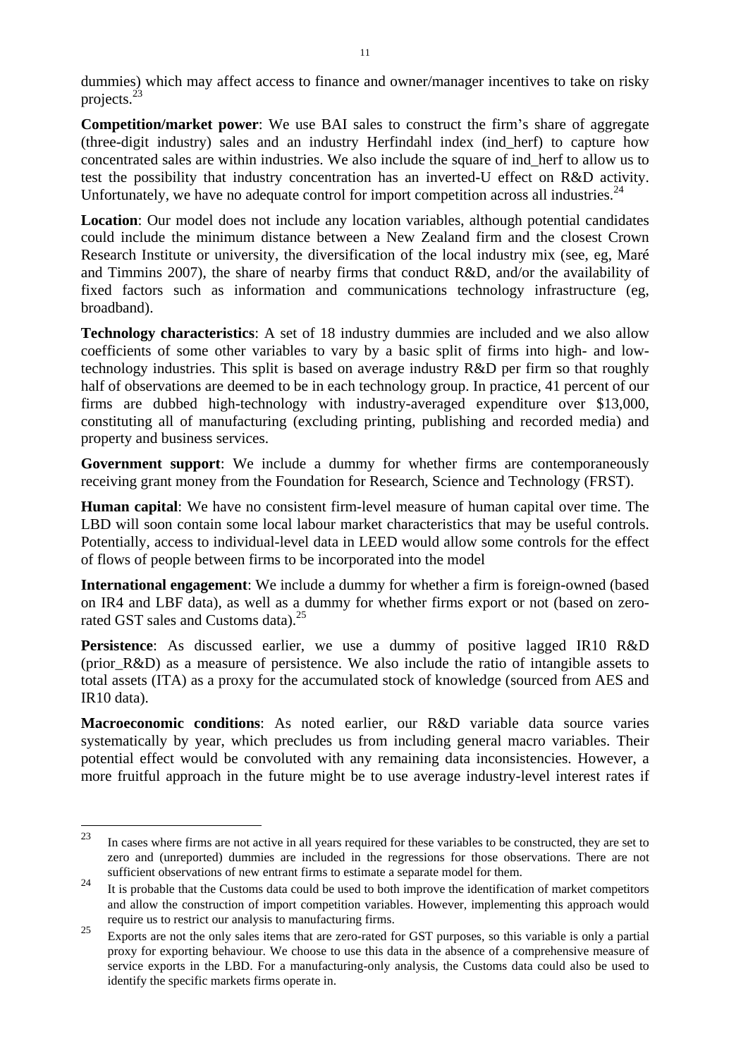dummies) which may affect access to finance and owner/manager incentives to take on risky projects.[23]

**Competition/market power**: We use BAI sales to construct the firm's share of aggregate (three-digit industry) sales and an industry Herfindahl index (ind_herf) to capture how concentrated sales are within industries. We also include the square of ind_herf to allow us to test the possibility that industry concentration has an inverted-U effect on R&D activity. Unfortunately, we have no adequate control for import competition across all industries.[24]

**Location**: Our model does not include any location variables, although potential candidates could include the minimum distance between a New Zealand firm and the closest Crown Research Institute or university, the diversification of the local industry mix (see, eg, Maré and Timmins 2007), the share of nearby firms that conduct R&D, and/or the availability of fixed factors such as information and communications technology infrastructure (eg, broadband).

**Technology characteristics**: A set of 18 industry dummies are included and we also allow coefficients of some other variables to vary by a basic split of firms into high- and low-technology industries. This split is based on average industry R&D per firm so that roughly half of observations are deemed to be in each technology group. In practice, 41 percent of our firms are dubbed high-technology with industry-averaged expenditure over $13,000, constituting all of manufacturing (excluding printing, publishing and recorded media) and property and business services.

**Government support**: We include a dummy for whether firms are contemporaneously receiving grant money from the Foundation for Research, Science and Technology (FRST).

**Human capital**: We have no consistent firm-level measure of human capital over time. The LBD will soon contain some local labour market characteristics that may be useful controls. Potentially, access to individual-level data in LEED would allow some controls for the effect of flows of people between firms to be incorporated into the model

**International engagement**: We include a dummy for whether a firm is foreign-owned (based on IR4 and LBF data), as well as a dummy for whether firms export or not (based on zero-rated GST sales and Customs data).[25]

**Persistence**: As discussed earlier, we use a dummy of positive lagged IR10 R&D (prior_R&D) as a measure of persistence. We also include the ratio of intangible assets to total assets (ITA) as a proxy for the accumulated stock of knowledge (sourced from AES and IR10 data).

**Macroeconomic conditions**: As noted earlier, our R&D variable data source varies systematically by year, which precludes us from including general macro variables. Their potential effect would be convoluted with any remaining data inconsistencies. However, a more fruitful approach in the future might be to use average industry-level interest rates if

---

[23] In cases where firms are not active in all years required for these variables to be constructed, they are set to zero and (unreported) dummies are included in the regressions for those observations. There are not sufficient observations of new entrant firms to estimate a separate model for them.

[24] It is probable that the Customs data could be used to both improve the identification of market competitors and allow the construction of import competition variables. However, implementing this approach would require us to restrict our analysis to manufacturing firms.

[25] Exports are not the only sales items that are zero-rated for GST purposes, so this variable is only a partial proxy for exporting behaviour. We choose to use this data in the absence of a comprehensive measure of service exports in the LBD. For a manufacturing-only analysis, the Customs data could also be used to identify the specific markets firms operate in.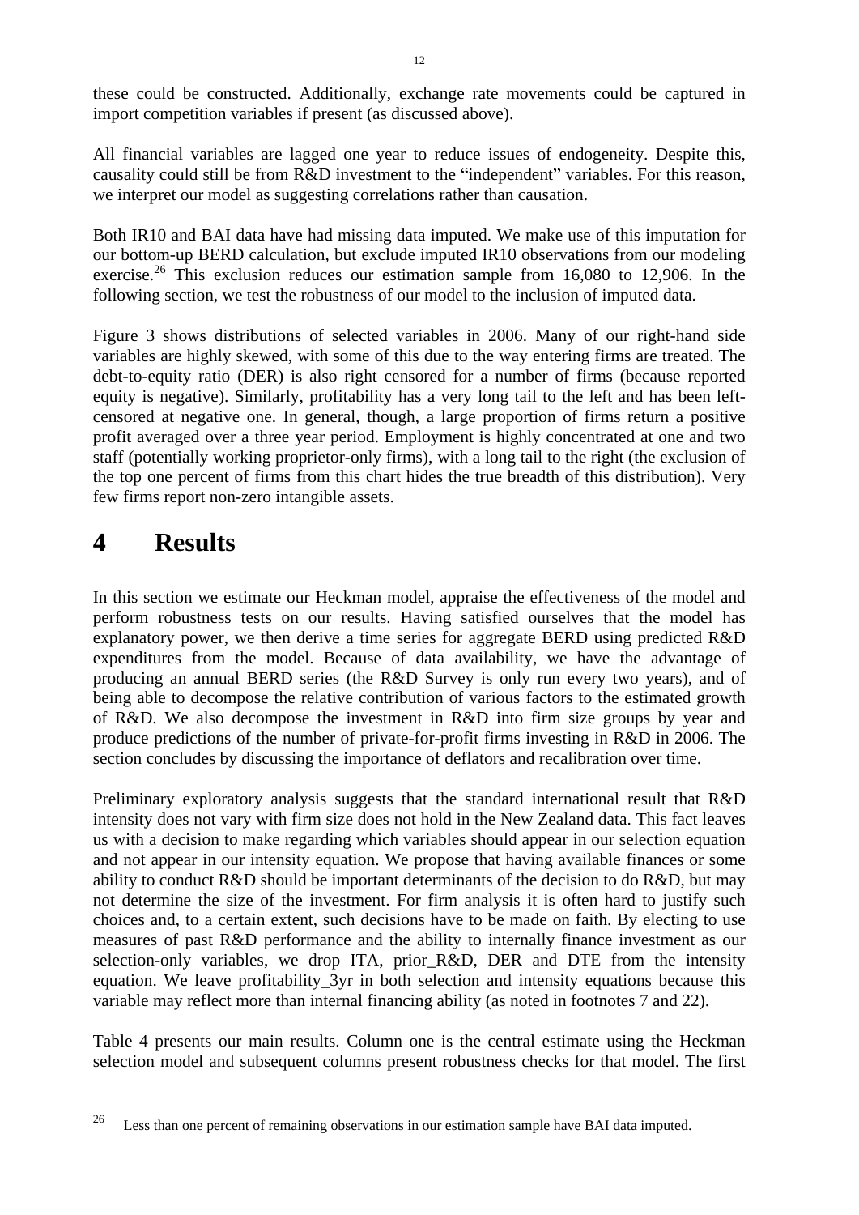these could be constructed. Additionally, exchange rate movements could be captured in import competition variables if present (as discussed above).

All financial variables are lagged one year to reduce issues of endogeneity. Despite this, causality could still be from R&D investment to the “independent” variables. For this reason, we interpret our model as suggesting correlations rather than causation.

Both IR10 and BAI data have had missing data imputed. We make use of this imputation for our bottom-up BERD calculation, but exclude imputed IR10 observations from our modeling exercise.[26] This exclusion reduces our estimation sample from 16,080 to 12,906. In the following section, we test the robustness of our model to the inclusion of imputed data.

Figure 3 shows distributions of selected variables in 2006. Many of our right-hand side variables are highly skewed, with some of this due to the way entering firms are treated. The debt-to-equity ratio (DER) is also right censored for a number of firms (because reported equity is negative). Similarly, profitability has a very long tail to the left and has been left-censored at negative one. In general, though, a large proportion of firms return a positive profit averaged over a three year period. Employment is highly concentrated at one and two staff (potentially working proprietor-only firms), with a long tail to the right (the exclusion of the top one percent of firms from this chart hides the true breadth of this distribution). Very few firms report non-zero intangible assets.

# 4 Results

In this section we estimate our Heckman model, appraise the effectiveness of the model and perform robustness tests on our results. Having satisfied ourselves that the model has explanatory power, we then derive a time series for aggregate BERD using predicted R&D expenditures from the model. Because of data availability, we have the advantage of producing an annual BERD series (the R&D Survey is only run every two years), and of being able to decompose the relative contribution of various factors to the estimated growth of R&D. We also decompose the investment in R&D into firm size groups by year and produce predictions of the number of private-for-profit firms investing in R&D in 2006. The section concludes by discussing the importance of deflators and recalibration over time.

Preliminary exploratory analysis suggests that the standard international result that R&D intensity does not vary with firm size does not hold in the New Zealand data. This fact leaves us with a decision to make regarding which variables should appear in our selection equation and not appear in our intensity equation. We propose that having available finances or some ability to conduct R&D should be important determinants of the decision to do R&D, but may not determine the size of the investment. For firm analysis it is often hard to justify such choices and, to a certain extent, such decisions have to be made on faith. By electing to use measures of past R&D performance and the ability to internally finance investment as our selection-only variables, we drop ITA, prior_R&D, DER and DTE from the intensity equation. We leave profitability_3yr in both selection and intensity equations because this variable may reflect more than internal financing ability (as noted in footnotes 7 and 22).

Table 4 presents our main results. Column one is the central estimate using the Heckman selection model and subsequent columns present robustness checks for that model. The first

[26] Less than one percent of remaining observations in our estimation sample have BAI data imputed.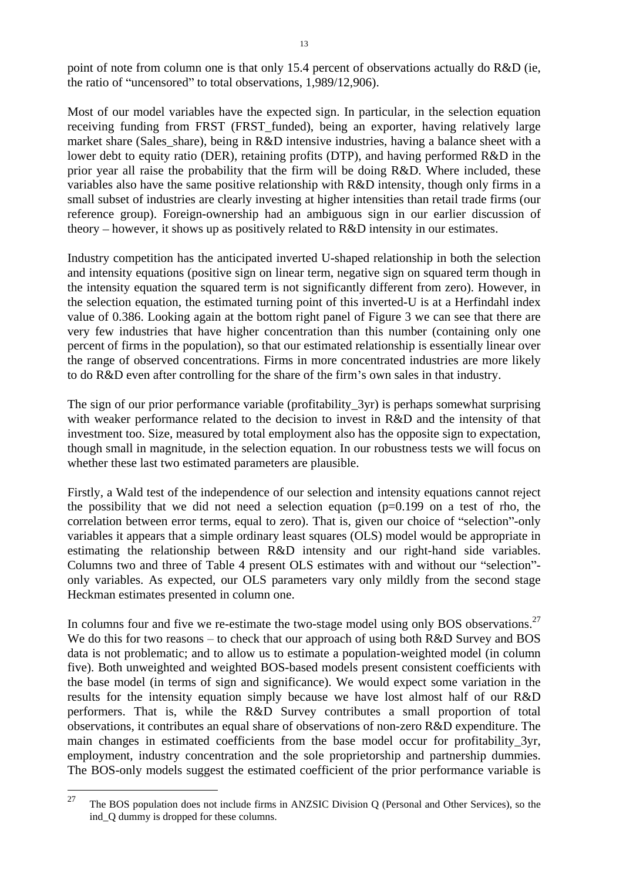point of note from column one is that only 15.4 percent of observations actually do R&D (ie, the ratio of "uncensored" to total observations, 1,989/12,906).

Most of our model variables have the expected sign. In particular, in the selection equation receiving funding from FRST (FRST_funded), being an exporter, having relatively large market share (Sales_share), being in R&D intensive industries, having a balance sheet with a lower debt to equity ratio (DER), retaining profits (DTP), and having performed R&D in the prior year all raise the probability that the firm will be doing R&D. Where included, these variables also have the same positive relationship with R&D intensity, though only firms in a small subset of industries are clearly investing at higher intensities than retail trade firms (our reference group). Foreign-ownership had an ambiguous sign in our earlier discussion of theory – however, it shows up as positively related to R&D intensity in our estimates.

Industry competition has the anticipated inverted U-shaped relationship in both the selection and intensity equations (positive sign on linear term, negative sign on squared term though in the intensity equation the squared term is not significantly different from zero). However, in the selection equation, the estimated turning point of this inverted-U is at a Herfindahl index value of 0.386. Looking again at the bottom right panel of Figure 3 we can see that there are very few industries that have higher concentration than this number (containing only one percent of firms in the population), so that our estimated relationship is essentially linear over the range of observed concentrations. Firms in more concentrated industries are more likely to do R&D even after controlling for the share of the firm's own sales in that industry.

The sign of our prior performance variable (profitability_3yr) is perhaps somewhat surprising with weaker performance related to the decision to invest in R&D and the intensity of that investment too. Size, measured by total employment also has the opposite sign to expectation, though small in magnitude, in the selection equation. In our robustness tests we will focus on whether these last two estimated parameters are plausible.

Firstly, a Wald test of the independence of our selection and intensity equations cannot reject the possibility that we did not need a selection equation ($p=0.199$ on a test of rho, the correlation between error terms, equal to zero). That is, given our choice of "selection"-only variables it appears that a simple ordinary least squares (OLS) model would be appropriate in estimating the relationship between R&D intensity and our right-hand side variables. Columns two and three of Table 4 present OLS estimates with and without our "selection"-only variables. As expected, our OLS parameters vary only mildly from the second stage Heckman estimates presented in column one.

In columns four and five we re-estimate the two-stage model using only BOS observations.[27] We do this for two reasons – to check that our approach of using both R&D Survey and BOS data is not problematic; and to allow us to estimate a population-weighted model (in column five). Both unweighted and weighted BOS-based models present consistent coefficients with the base model (in terms of sign and significance). We would expect some variation in the results for the intensity equation simply because we have lost almost half of our R&D performers. That is, while the R&D Survey contributes a small proportion of total observations, it contributes an equal share of observations of non-zero R&D expenditure. The main changes in estimated coefficients from the base model occur for profitability_3yr, employment, industry concentration and the sole proprietorship and partnership dummies. The BOS-only models suggest the estimated coefficient of the prior performance variable is

---

[27] The BOS population does not include firms in ANZSIC Division Q (Personal and Other Services), so the ind_Q dummy is dropped for these columns.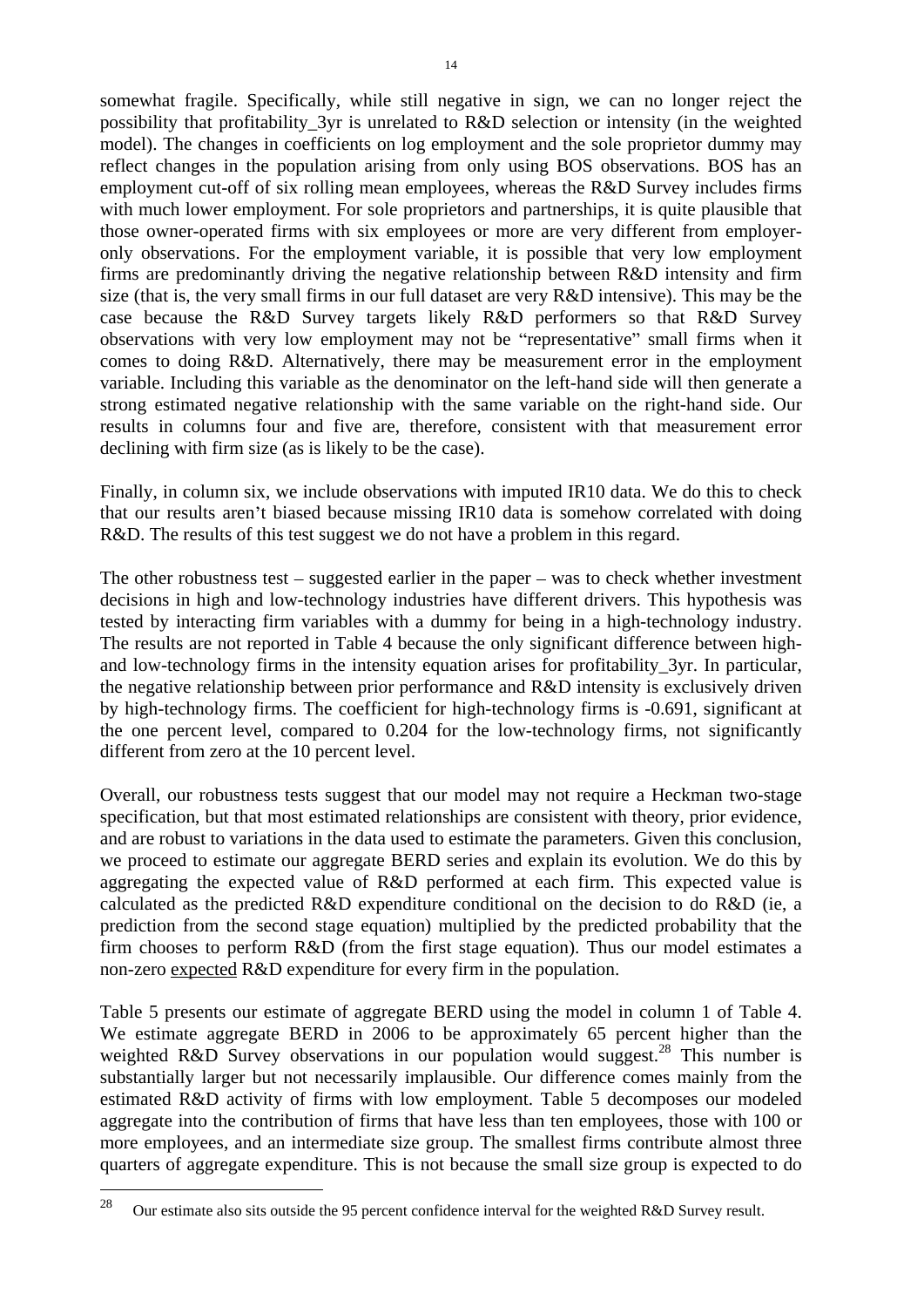somewhat fragile. Specifically, while still negative in sign, we can no longer reject the possibility that profitability_3yr is unrelated to R&D selection or intensity (in the weighted model). The changes in coefficients on log employment and the sole proprietor dummy may reflect changes in the population arising from only using BOS observations. BOS has an employment cut-off of six rolling mean employees, whereas the R&D Survey includes firms with much lower employment. For sole proprietors and partnerships, it is quite plausible that those owner-operated firms with six employees or more are very different from employer-only observations. For the employment variable, it is possible that very low employment firms are predominantly driving the negative relationship between R&D intensity and firm size (that is, the very small firms in our full dataset are very R&D intensive). This may be the case because the R&D Survey targets likely R&D performers so that R&D Survey observations with very low employment may not be "representative" small firms when it comes to doing R&D. Alternatively, there may be measurement error in the employment variable. Including this variable as the denominator on the left-hand side will then generate a strong estimated negative relationship with the same variable on the right-hand side. Our results in columns four and five are, therefore, consistent with that measurement error declining with firm size (as is likely to be the case).

Finally, in column six, we include observations with imputed IR10 data. We do this to check that our results aren't biased because missing IR10 data is somehow correlated with doing R&D. The results of this test suggest we do not have a problem in this regard.

The other robustness test – suggested earlier in the paper – was to check whether investment decisions in high and low-technology industries have different drivers. This hypothesis was tested by interacting firm variables with a dummy for being in a high-technology industry. The results are not reported in Table 4 because the only significant difference between high- and low-technology firms in the intensity equation arises for profitability_3yr. In particular, the negative relationship between prior performance and R&D intensity is exclusively driven by high-technology firms. The coefficient for high-technology firms is -0.691, significant at the one percent level, compared to 0.204 for the low-technology firms, not significantly different from zero at the 10 percent level.

Overall, our robustness tests suggest that our model may not require a Heckman two-stage specification, but that most estimated relationships are consistent with theory, prior evidence, and are robust to variations in the data used to estimate the parameters. Given this conclusion, we proceed to estimate our aggregate BERD series and explain its evolution. We do this by aggregating the expected value of R&D performed at each firm. This expected value is calculated as the predicted R&D expenditure conditional on the decision to do R&D (ie, a prediction from the second stage equation) multiplied by the predicted probability that the firm chooses to perform R&D (from the first stage equation). Thus our model estimates a non-zero expected R&D expenditure for every firm in the population.

Table 5 presents our estimate of aggregate BERD using the model in column 1 of Table 4. We estimate aggregate BERD in 2006 to be approximately 65 percent higher than the weighted R&D Survey observations in our population would suggest.[28] This number is substantially larger but not necessarily implausible. Our difference comes mainly from the estimated R&D activity of firms with low employment. Table 5 decomposes our modeled aggregate into the contribution of firms that have less than ten employees, those with 100 or more employees, and an intermediate size group. The smallest firms contribute almost three quarters of aggregate expenditure. This is not because the small size group is expected to do

[28] Our estimate also sits outside the 95 percent confidence interval for the weighted R&D Survey result.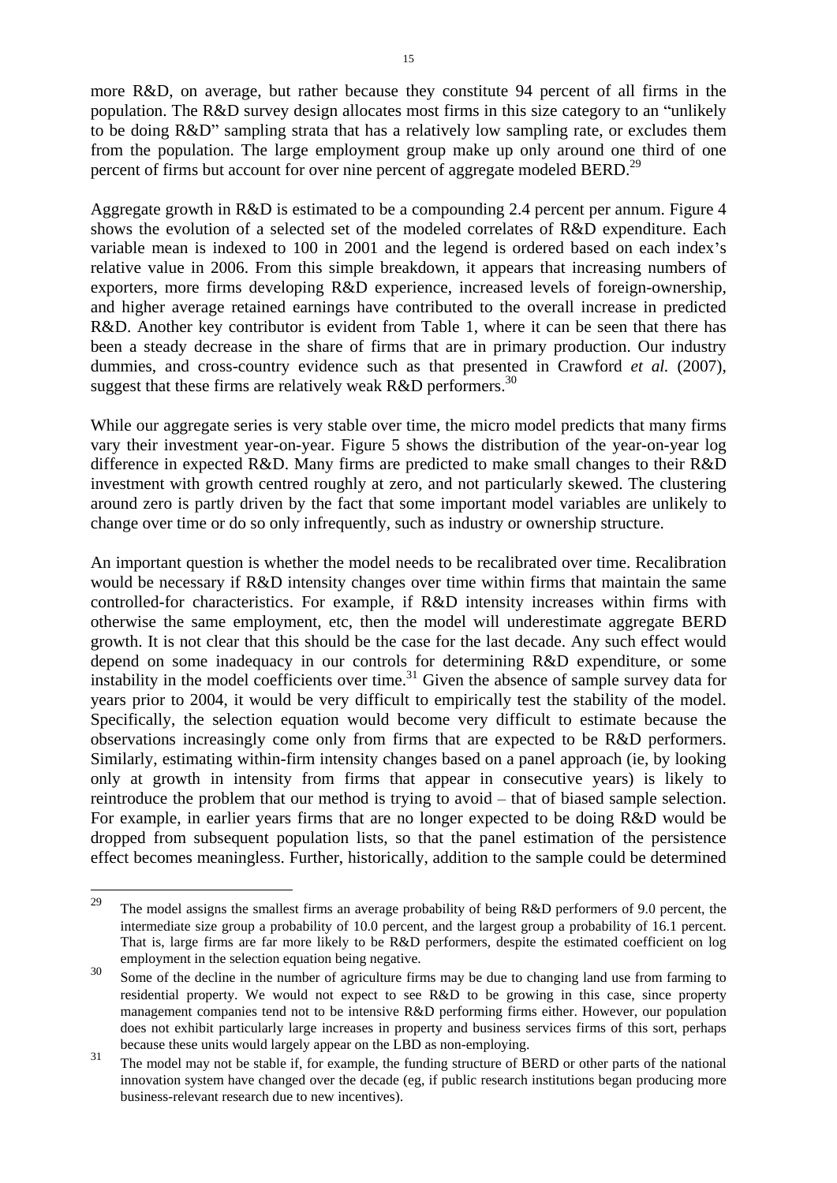more R&D, on average, but rather because they constitute 94 percent of all firms in the population. The R&D survey design allocates most firms in this size category to an "unlikely to be doing R&D" sampling strata that has a relatively low sampling rate, or excludes them from the population. The large employment group make up only around one third of one percent of firms but account for over nine percent of aggregate modeled BERD.[29]

Aggregate growth in R&D is estimated to be a compounding 2.4 percent per annum. Figure 4 shows the evolution of a selected set of the modeled correlates of R&D expenditure. Each variable mean is indexed to 100 in 2001 and the legend is ordered based on each index's relative value in 2006. From this simple breakdown, it appears that increasing numbers of exporters, more firms developing R&D experience, increased levels of foreign-ownership, and higher average retained earnings have contributed to the overall increase in predicted R&D. Another key contributor is evident from Table 1, where it can be seen that there has been a steady decrease in the share of firms that are in primary production. Our industry dummies, and cross-country evidence such as that presented in Crawford *et al.* (2007), suggest that these firms are relatively weak R&D performers.[30]

While our aggregate series is very stable over time, the micro model predicts that many firms vary their investment year-on-year. Figure 5 shows the distribution of the year-on-year log difference in expected R&D. Many firms are predicted to make small changes to their R&D investment with growth centred roughly at zero, and not particularly skewed. The clustering around zero is partly driven by the fact that some important model variables are unlikely to change over time or do so only infrequently, such as industry or ownership structure.

An important question is whether the model needs to be recalibrated over time. Recalibration would be necessary if R&D intensity changes over time within firms that maintain the same controlled-for characteristics. For example, if R&D intensity increases within firms with otherwise the same employment, etc, then the model will underestimate aggregate BERD growth. It is not clear that this should be the case for the last decade. Any such effect would depend on some inadequacy in our controls for determining R&D expenditure, or some instability in the model coefficients over time.[31] Given the absence of sample survey data for years prior to 2004, it would be very difficult to empirically test the stability of the model. Specifically, the selection equation would become very difficult to estimate because the observations increasingly come only from firms that are expected to be R&D performers. Similarly, estimating within-firm intensity changes based on a panel approach (ie, by looking only at growth in intensity from firms that appear in consecutive years) is likely to reintroduce the problem that our method is trying to avoid – that of biased sample selection. For example, in earlier years firms that are no longer expected to be doing R&D would be dropped from subsequent population lists, so that the panel estimation of the persistence effect becomes meaningless. Further, historically, addition to the sample could be determined

---

[29] The model assigns the smallest firms an average probability of being R&D performers of 9.0 percent, the intermediate size group a probability of 10.0 percent, and the largest group a probability of 16.1 percent. That is, large firms are far more likely to be R&D performers, despite the estimated coefficient on log employment in the selection equation being negative.

[30] Some of the decline in the number of agriculture firms may be due to changing land use from farming to residential property. We would not expect to see R&D to be growing in this case, since property management companies tend not to be intensive R&D performing firms either. However, our population does not exhibit particularly large increases in property and business services firms of this sort, perhaps because these units would largely appear on the LBD as non-employing.

[31] The model may not be stable if, for example, the funding structure of BERD or other parts of the national innovation system have changed over the decade (eg, if public research institutions began producing more business-relevant research due to new incentives).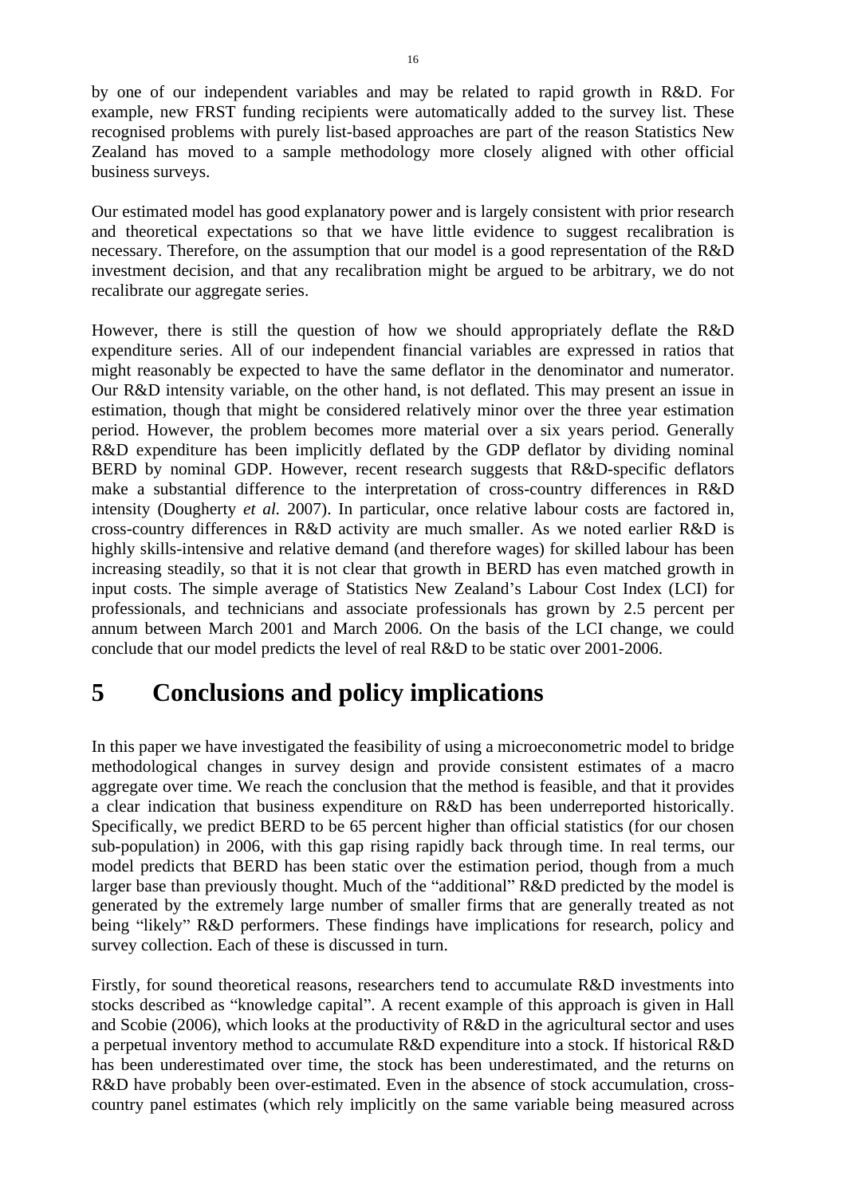by one of our independent variables and may be related to rapid growth in R&D. For example, new FRST funding recipients were automatically added to the survey list. These recognised problems with purely list-based approaches are part of the reason Statistics New Zealand has moved to a sample methodology more closely aligned with other official business surveys.

Our estimated model has good explanatory power and is largely consistent with prior research and theoretical expectations so that we have little evidence to suggest recalibration is necessary. Therefore, on the assumption that our model is a good representation of the R&D investment decision, and that any recalibration might be argued to be arbitrary, we do not recalibrate our aggregate series.

However, there is still the question of how we should appropriately deflate the R&D expenditure series. All of our independent financial variables are expressed in ratios that might reasonably be expected to have the same deflator in the denominator and numerator. Our R&D intensity variable, on the other hand, is not deflated. This may present an issue in estimation, though that might be considered relatively minor over the three year estimation period. However, the problem becomes more material over a six years period. Generally R&D expenditure has been implicitly deflated by the GDP deflator by dividing nominal BERD by nominal GDP. However, recent research suggests that R&D-specific deflators make a substantial difference to the interpretation of cross-country differences in R&D intensity (Dougherty *et al.* 2007). In particular, once relative labour costs are factored in, cross-country differences in R&D activity are much smaller. As we noted earlier R&D is highly skills-intensive and relative demand (and therefore wages) for skilled labour has been increasing steadily, so that it is not clear that growth in BERD has even matched growth in input costs. The simple average of Statistics New Zealand's Labour Cost Index (LCI) for professionals, and technicians and associate professionals has grown by 2.5 percent per annum between March 2001 and March 2006. On the basis of the LCI change, we could conclude that our model predicts the level of real R&D to be static over 2001-2006.

# 5 Conclusions and policy implications

In this paper we have investigated the feasibility of using a microeconometric model to bridge methodological changes in survey design and provide consistent estimates of a macro aggregate over time. We reach the conclusion that the method is feasible, and that it provides a clear indication that business expenditure on R&D has been underreported historically. Specifically, we predict BERD to be 65 percent higher than official statistics (for our chosen sub-population) in 2006, with this gap rising rapidly back through time. In real terms, our model predicts that BERD has been static over the estimation period, though from a much larger base than previously thought. Much of the "additional" R&D predicted by the model is generated by the extremely large number of smaller firms that are generally treated as not being "likely" R&D performers. These findings have implications for research, policy and survey collection. Each of these is discussed in turn.

Firstly, for sound theoretical reasons, researchers tend to accumulate R&D investments into stocks described as "knowledge capital". A recent example of this approach is given in Hall and Scobie (2006), which looks at the productivity of R&D in the agricultural sector and uses a perpetual inventory method to accumulate R&D expenditure into a stock. If historical R&D has been underestimated over time, the stock has been underestimated, and the returns on R&D have probably been over-estimated. Even in the absence of stock accumulation, cross-country panel estimates (which rely implicitly on the same variable being measured across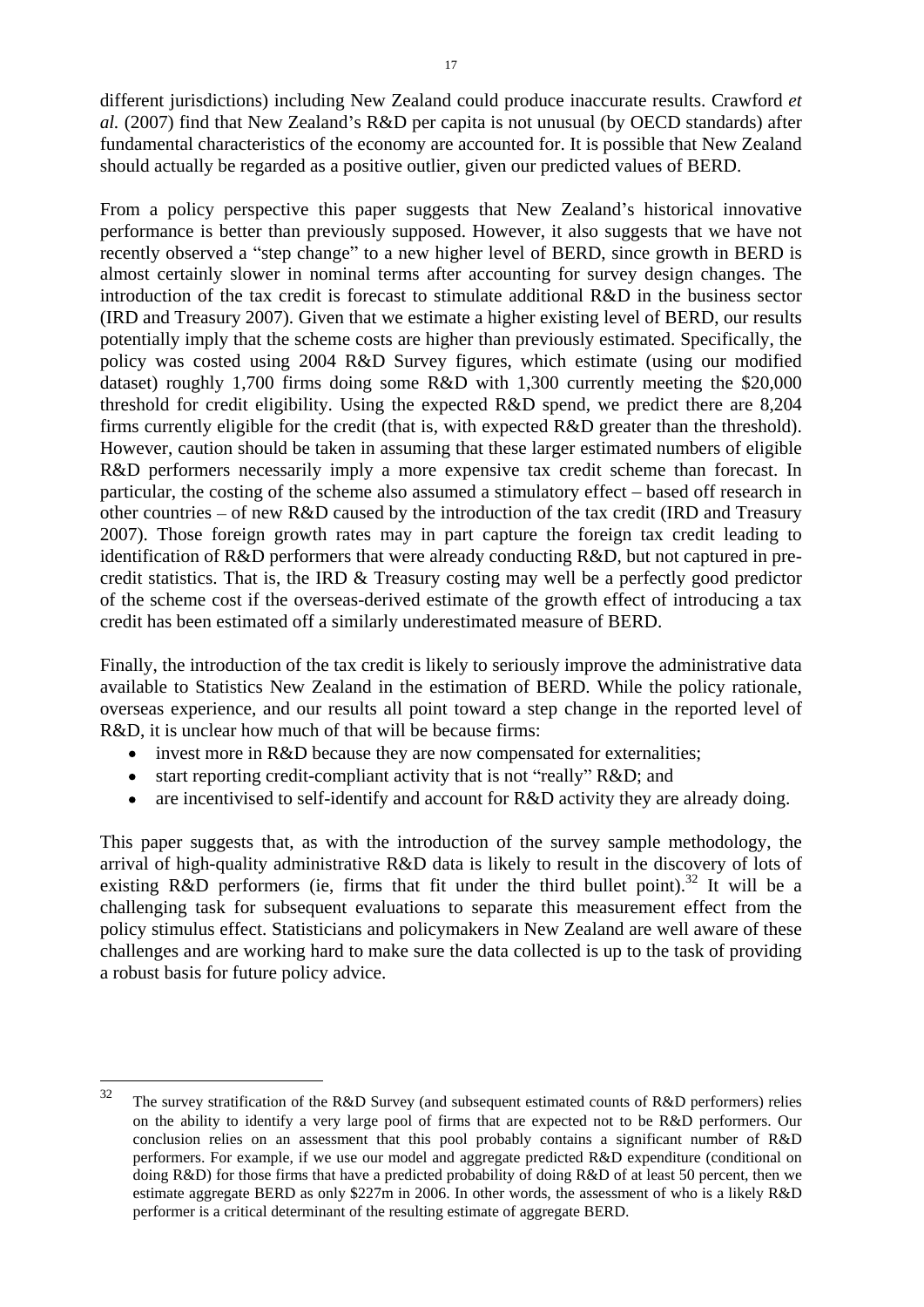different jurisdictions) including New Zealand could produce inaccurate results. Crawford *et al.* (2007) find that New Zealand's R&D per capita is not unusual (by OECD standards) after fundamental characteristics of the economy are accounted for. It is possible that New Zealand should actually be regarded as a positive outlier, given our predicted values of BERD.

From a policy perspective this paper suggests that New Zealand's historical innovative performance is better than previously supposed. However, it also suggests that we have not recently observed a "step change" to a new higher level of BERD, since growth in BERD is almost certainly slower in nominal terms after accounting for survey design changes. The introduction of the tax credit is forecast to stimulate additional R&D in the business sector (IRD and Treasury 2007). Given that we estimate a higher existing level of BERD, our results potentially imply that the scheme costs are higher than previously estimated. Specifically, the policy was costed using 2004 R&D Survey figures, which estimate (using our modified dataset) roughly 1,700 firms doing some R&D with 1,300 currently meeting the $20,000 threshold for credit eligibility. Using the expected R&D spend, we predict there are 8,204 firms currently eligible for the credit (that is, with expected R&D greater than the threshold). However, caution should be taken in assuming that these larger estimated numbers of eligible R&D performers necessarily imply a more expensive tax credit scheme than forecast. In particular, the costing of the scheme also assumed a stimulatory effect – based off research in other countries – of new R&D caused by the introduction of the tax credit (IRD and Treasury 2007). Those foreign growth rates may in part capture the foreign tax credit leading to identification of R&D performers that were already conducting R&D, but not captured in pre-credit statistics. That is, the IRD & Treasury costing may well be a perfectly good predictor of the scheme cost if the overseas-derived estimate of the growth effect of introducing a tax credit has been estimated off a similarly underestimated measure of BERD.

Finally, the introduction of the tax credit is likely to seriously improve the administrative data available to Statistics New Zealand in the estimation of BERD. While the policy rationale, overseas experience, and our results all point toward a step change in the reported level of R&D, it is unclear how much of that will be because firms:

- invest more in R&D because they are now compensated for externalities;
- start reporting credit-compliant activity that is not "really" R&D; and
- are incentivised to self-identify and account for R&D activity they are already doing.

This paper suggests that, as with the introduction of the survey sample methodology, the arrival of high-quality administrative R&D data is likely to result in the discovery of lots of existing R&D performers (ie, firms that fit under the third bullet point).[32] It will be a challenging task for subsequent evaluations to separate this measurement effect from the policy stimulus effect. Statisticians and policymakers in New Zealand are well aware of these challenges and are working hard to make sure the data collected is up to the task of providing a robust basis for future policy advice.

---

[32] The survey stratification of the R&D Survey (and subsequent estimated counts of R&D performers) relies on the ability to identify a very large pool of firms that are expected not to be R&D performers. Our conclusion relies on an assessment that this pool probably contains a significant number of R&D performers. For example, if we use our model and aggregate predicted R&D expenditure (conditional on doing R&D) for those firms that have a predicted probability of doing R&D of at least 50 percent, then we estimate aggregate BERD as only $227m in 2006. In other words, the assessment of who is a likely R&D performer is a critical determinant of the resulting estimate of aggregate BERD.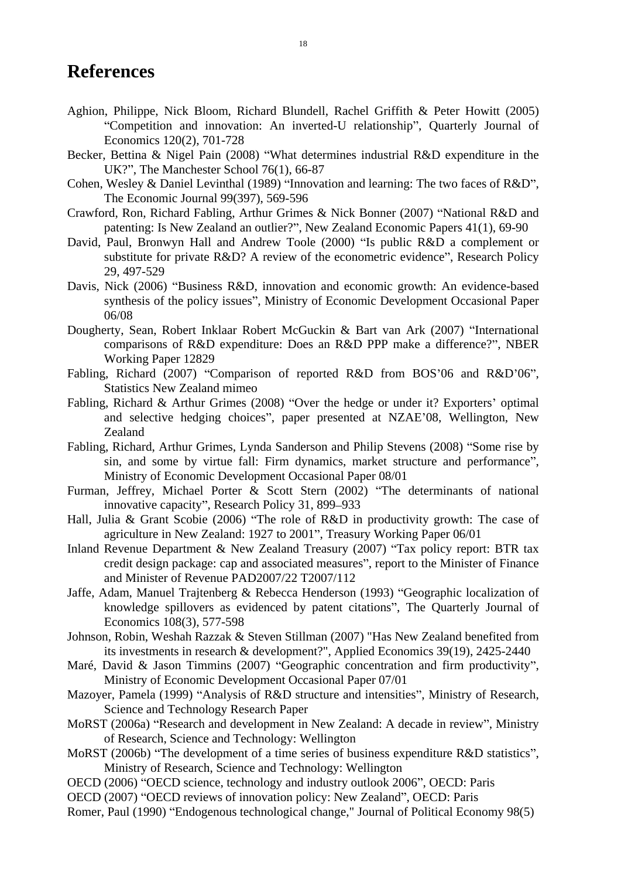# References

Aghion, Philippe, Nick Bloom, Richard Blundell, Rachel Griffith & Peter Howitt (2005) "Competition and innovation: An inverted-U relationship", Quarterly Journal of Economics 120(2), 701-728

Becker, Bettina & Nigel Pain (2008) "What determines industrial R&D expenditure in the UK?", The Manchester School 76(1), 66-87

Cohen, Wesley & Daniel Levinthal (1989) "Innovation and learning: The two faces of R&D", The Economic Journal 99(397), 569-596

Crawford, Ron, Richard Fabling, Arthur Grimes & Nick Bonner (2007) "National R&D and patenting: Is New Zealand an outlier?", New Zealand Economic Papers 41(1), 69-90

David, Paul, Bronwyn Hall and Andrew Toole (2000) "Is public R&D a complement or substitute for private R&D? A review of the econometric evidence", Research Policy 29, 497-529

Davis, Nick (2006) "Business R&D, innovation and economic growth: An evidence-based synthesis of the policy issues", Ministry of Economic Development Occasional Paper 06/08

Dougherty, Sean, Robert Inklaar Robert McGuckin & Bart van Ark (2007) "International comparisons of R&D expenditure: Does an R&D PPP make a difference?", NBER Working Paper 12829

Fabling, Richard (2007) "Comparison of reported R&D from BOS'06 and R&D'06", Statistics New Zealand mimeo

Fabling, Richard & Arthur Grimes (2008) "Over the hedge or under it? Exporters' optimal and selective hedging choices", paper presented at NZAE'08, Wellington, New Zealand

Fabling, Richard, Arthur Grimes, Lynda Sanderson and Philip Stevens (2008) "Some rise by sin, and some by virtue fall: Firm dynamics, market structure and performance", Ministry of Economic Development Occasional Paper 08/01

Furman, Jeffrey, Michael Porter & Scott Stern (2002) "The determinants of national innovative capacity", Research Policy 31, 899–933

Hall, Julia & Grant Scobie (2006) "The role of R&D in productivity growth: The case of agriculture in New Zealand: 1927 to 2001", Treasury Working Paper 06/01

Inland Revenue Department & New Zealand Treasury (2007) "Tax policy report: BTR tax credit design package: cap and associated measures", report to the Minister of Finance and Minister of Revenue PAD2007/22 T2007/112

Jaffe, Adam, Manuel Trajtenberg & Rebecca Henderson (1993) "Geographic localization of knowledge spillovers as evidenced by patent citations", The Quarterly Journal of Economics 108(3), 577-598

Johnson, Robin, Weshah Razzak & Steven Stillman (2007) "Has New Zealand benefited from its investments in research & development?", Applied Economics 39(19), 2425-2440

Maré, David & Jason Timmins (2007) "Geographic concentration and firm productivity", Ministry of Economic Development Occasional Paper 07/01

Mazoyer, Pamela (1999) "Analysis of R&D structure and intensities", Ministry of Research, Science and Technology Research Paper

MoRST (2006a) "Research and development in New Zealand: A decade in review", Ministry of Research, Science and Technology: Wellington

MoRST (2006b) "The development of a time series of business expenditure R&D statistics", Ministry of Research, Science and Technology: Wellington

OECD (2006) "OECD science, technology and industry outlook 2006", OECD: Paris

OECD (2007) "OECD reviews of innovation policy: New Zealand", OECD: Paris

Romer, Paul (1990) "Endogenous technological change," Journal of Political Economy 98(5)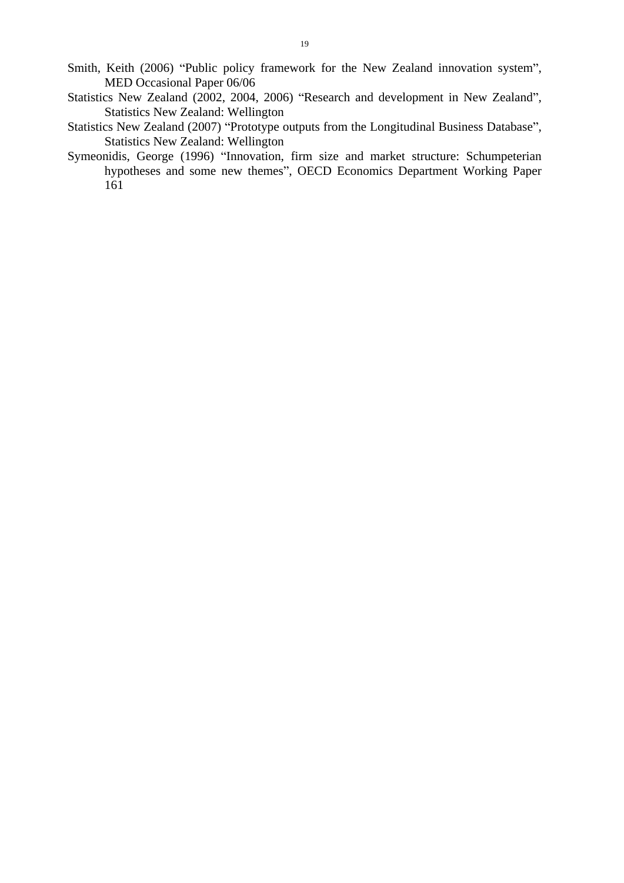Smith, Keith (2006) "Public policy framework for the New Zealand innovation system", MED Occasional Paper 06/06

Statistics New Zealand (2002, 2004, 2006) "Research and development in New Zealand", Statistics New Zealand: Wellington

Statistics New Zealand (2007) "Prototype outputs from the Longitudinal Business Database", Statistics New Zealand: Wellington

Symeonidis, George (1996) "Innovation, firm size and market structure: Schumpeterian hypotheses and some new themes", OECD Economics Department Working Paper 161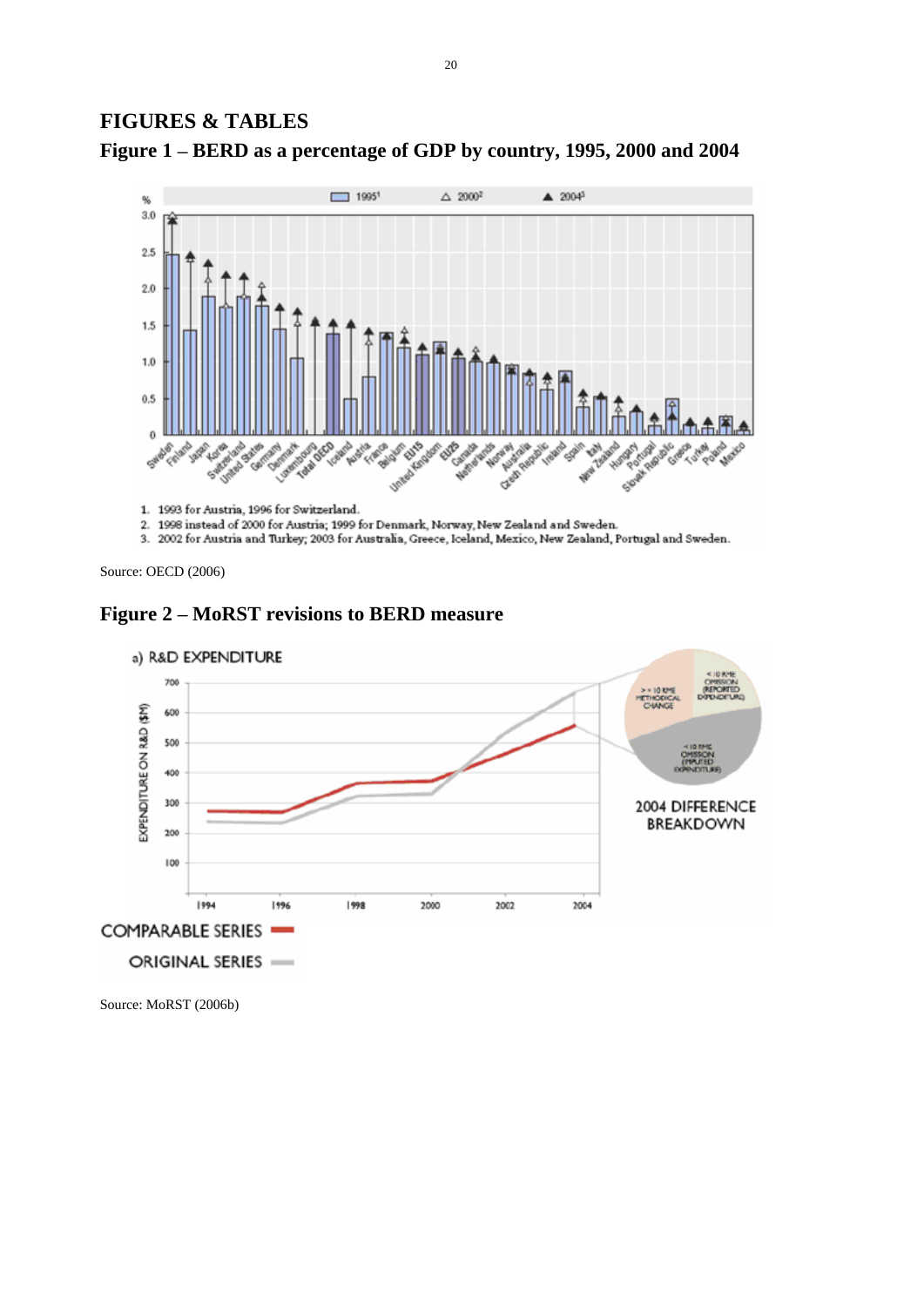# FIGURES & TABLES

## Figure 1 – BERD as a percentage of GDP by country, 1995, 2000 and 2004

1. 1993 for Austria, 1996 for Switzerland.
2. 1998 instead of 2000 for Austria; 1999 for Denmark, Norway, New Zealand and Sweden.
3. 2002 for Austria and Turkey; 2003 for Australia, Greece, Iceland, Mexico, New Zealand, Portugal and Sweden.

Source: OECD (2006)

## Figure 2 – MoRST revisions to BERD measure

Source: MoRST (2006b)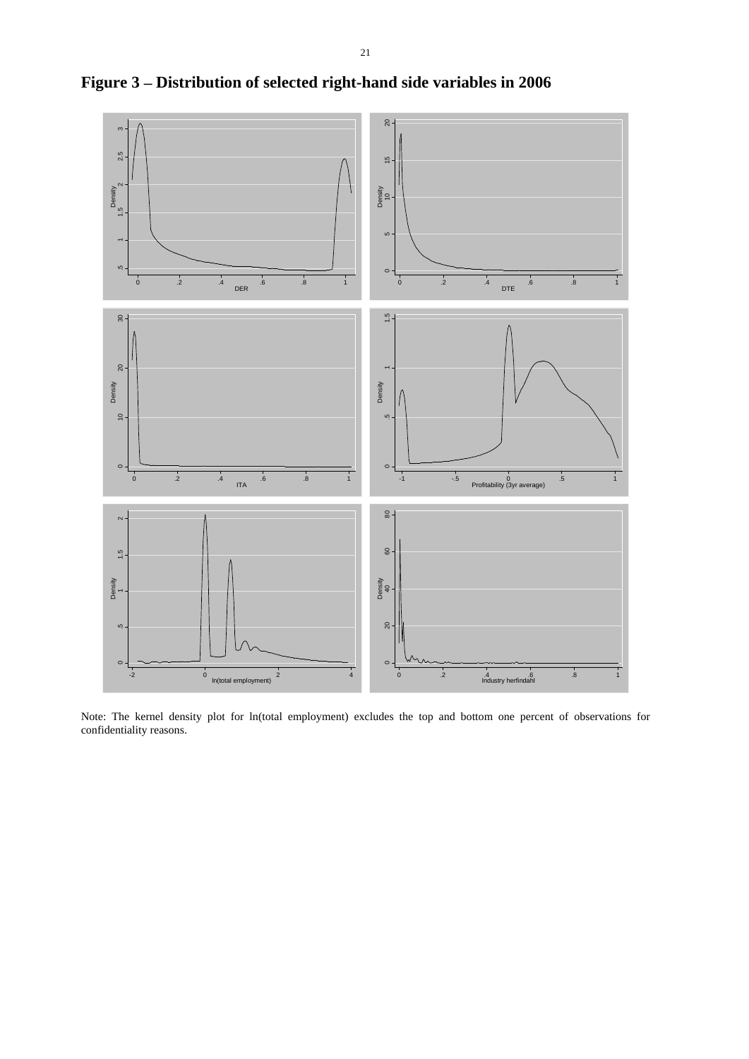**Figure 3 – Distribution of selected right-hand side variables in 2006**

Note: The kernel density plot for ln(total employment) excludes the top and bottom one percent of observations for confidentiality reasons.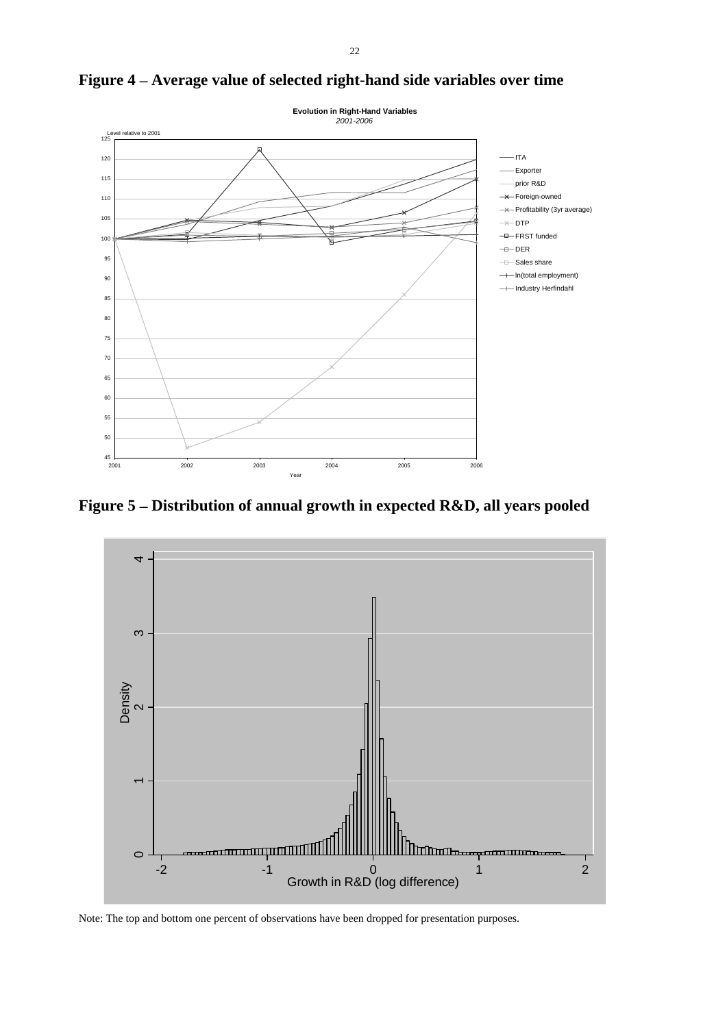## Figure 4 – Average value of selected right-hand side variables over time

## Figure 5 – Distribution of annual growth in expected R&D, all years pooled

Note: The top and bottom one percent of observations have been dropped for presentation purposes.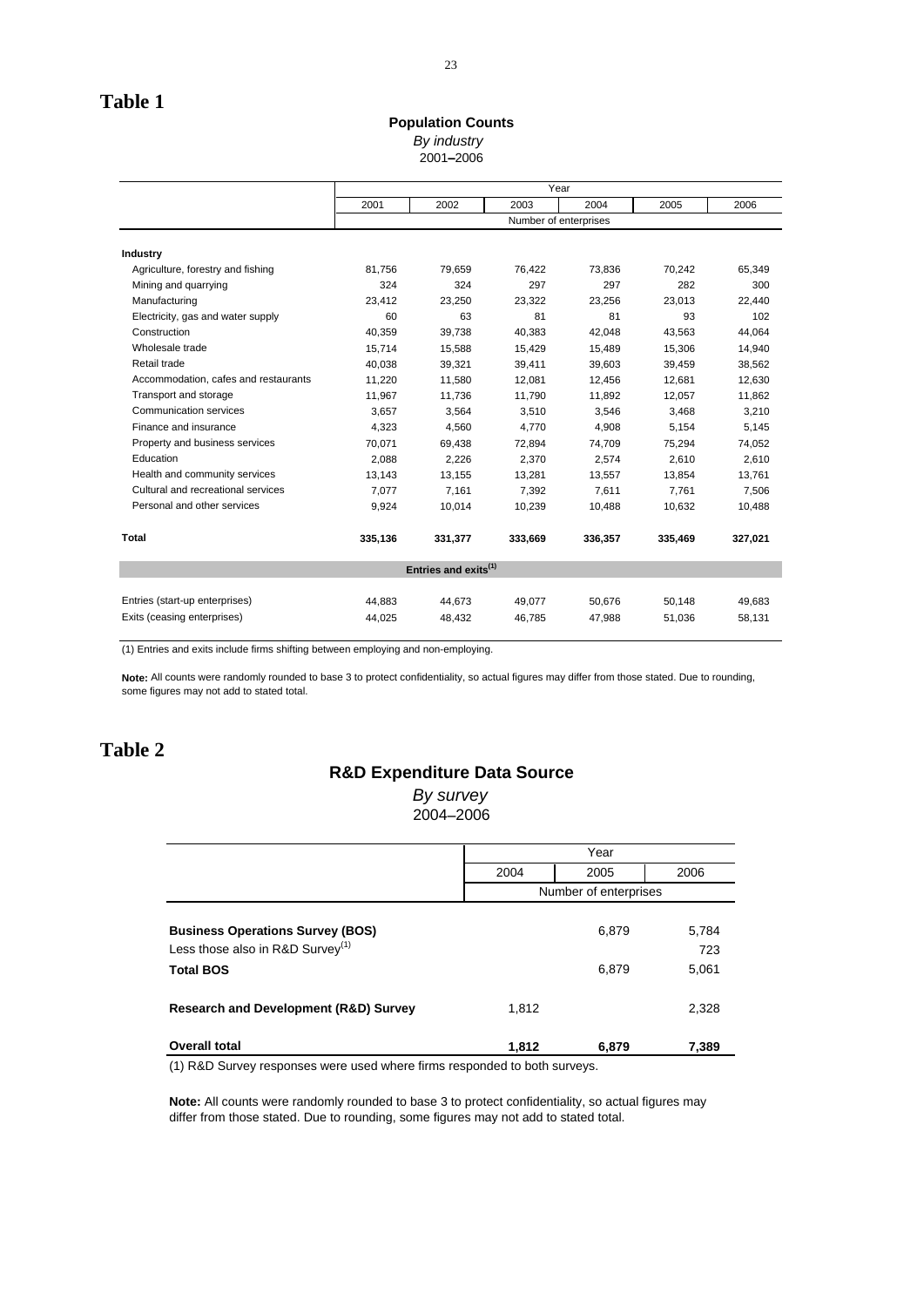# Table 1

**Population Counts**

*By industry*

2001–2006

| | Year | | | | | |
|---|---|---|---|---|---|---|
| | 2001 | 2002 | 2003 | 2004 | 2005 | 2006 |
| | Number of enterprises | | | | | |
| **Industry** | | | | | | |
| Agriculture, forestry and fishing | 81,756 | 79,659 | 76,422 | 73,836 | 70,242 | 65,349 |
| Mining and quarrying | 324 | 324 | 297 | 297 | 282 | 300 |
| Manufacturing | 23,412 | 23,250 | 23,322 | 23,256 | 23,013 | 22,440 |
| Electricity, gas and water supply | 60 | 63 | 81 | 81 | 93 | 102 |
| Construction | 40,359 | 39,738 | 40,383 | 42,048 | 43,563 | 44,064 |
| Wholesale trade | 15,714 | 15,588 | 15,429 | 15,489 | 15,306 | 14,940 |
| Retail trade | 40,038 | 39,321 | 39,411 | 39,603 | 39,459 | 38,562 |
| Accommodation, cafes and restaurants | 11,220 | 11,580 | 12,081 | 12,456 | 12,681 | 12,630 |
| Transport and storage | 11,967 | 11,736 | 11,790 | 11,892 | 12,057 | 11,862 |
| Communication services | 3,657 | 3,564 | 3,510 | 3,546 | 3,468 | 3,210 |
| Finance and insurance | 4,323 | 4,560 | 4,770 | 4,908 | 5,154 | 5,145 |
| Property and business services | 70,071 | 69,438 | 72,894 | 74,709 | 75,294 | 74,052 |
| Education | 2,088 | 2,226 | 2,370 | 2,574 | 2,610 | 2,610 |
| Health and community services | 13,143 | 13,155 | 13,281 | 13,557 | 13,854 | 13,761 |
| Cultural and recreational services | 7,077 | 7,161 | 7,392 | 7,611 | 7,761 | 7,506 |
| Personal and other services | 9,924 | 10,014 | 10,239 | 10,488 | 10,632 | 10,488 |
| **Total** | **335,136** | **331,377** | **333,669** | **336,357** | **335,469** | **327,021** |
| | **Entries and exits[1]** | | | | | |
| Entries (start-up enterprises) | 44,883 | 44,673 | 49,077 | 50,676 | 50,148 | 49,683 |
| Exits (ceasing enterprises) | 44,025 | 48,432 | 46,785 | 47,988 | 51,036 | 58,131 |

(1) Entries and exits include firms shifting between employing and non-employing.

**Note:** All counts were randomly rounded to base 3 to protect confidentiality, so actual figures may differ from those stated. Due to rounding, some figures may not add to stated total.

# Table 2

**R&D Expenditure Data Source**

*By survey*

2004–2006

| | Year | | |
|---|---|---|---|
| | 2004 | 2005 | 2006 |
| | Number of enterprises | | |
| **Business Operations Survey (BOS)** | | 6,879 | 5,784 |
| Less those also in R&D Survey[1] | | | 723 |
| **Total BOS** | | 6,879 | 5,061 |
| **Research and Development (R&D) Survey** | 1,812 | | 2,328 |
| **Overall total** | **1,812** | **6,879** | **7,389** |

(1) R&D Survey responses were used where firms responded to both surveys.

**Note:** All counts were randomly rounded to base 3 to protect confidentiality, so actual figures may differ from those stated. Due to rounding, some figures may not add to stated total.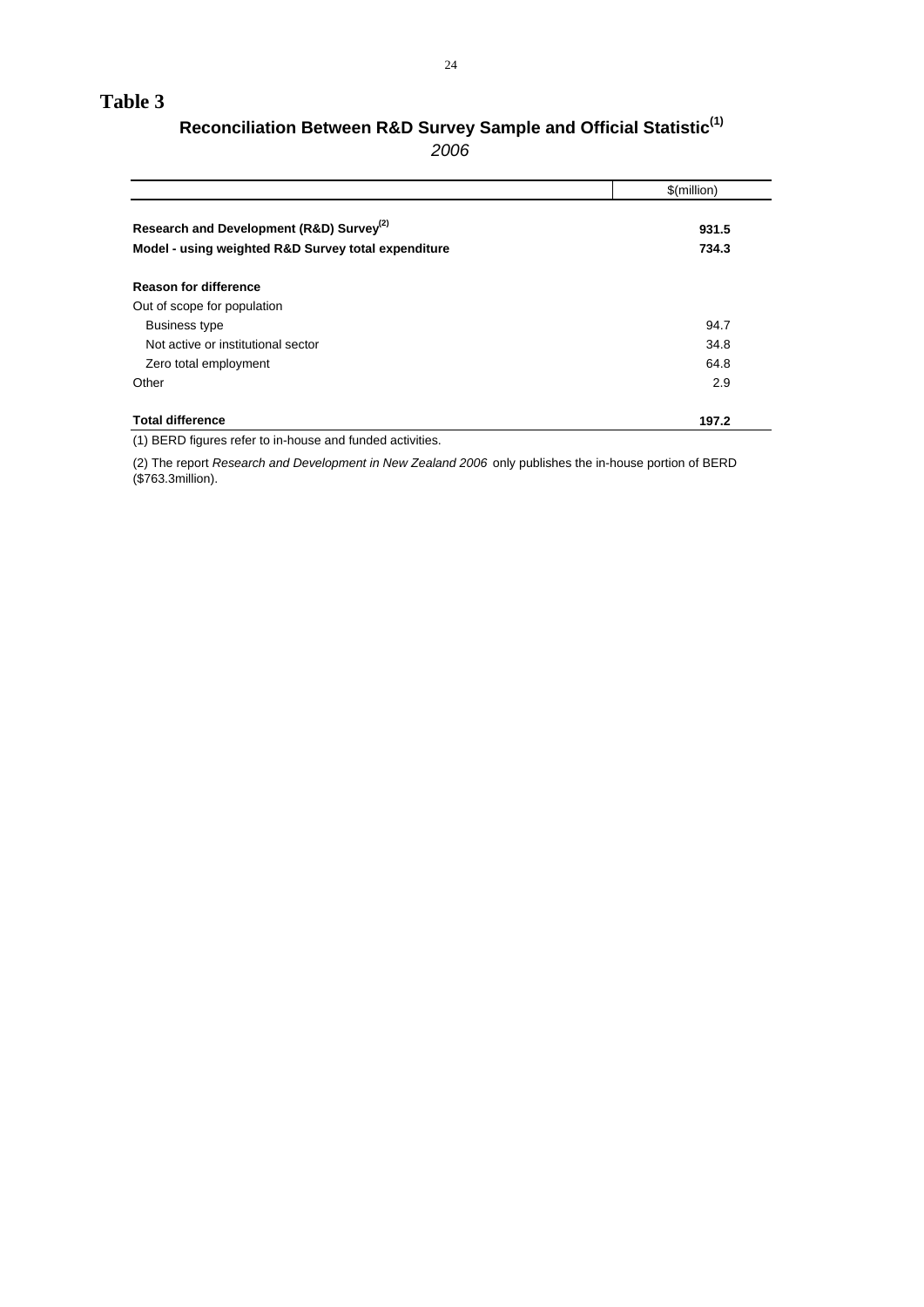# Table 3

## Reconciliation Between R&D Survey Sample and Official Statistic[1]

*2006*

| | \$(million) |
|---|---|
| **Research and Development (R&D) Survey[2]** | **931.5** |
| **Model - using weighted R&D Survey total expenditure** | **734.3** |
| | |
| **Reason for difference** | |
| Out of scope for population | |
| Business type | 94.7 |
| Not active or institutional sector | 34.8 |
| Zero total employment | 64.8 |
| Other | 2.9 |
| | |
| **Total difference** | **197.2** |

(1) BERD figures refer to in-house and funded activities.

(2) The report *Research and Development in New Zealand 2006* only publishes the in-house portion of BERD (\$763.3million).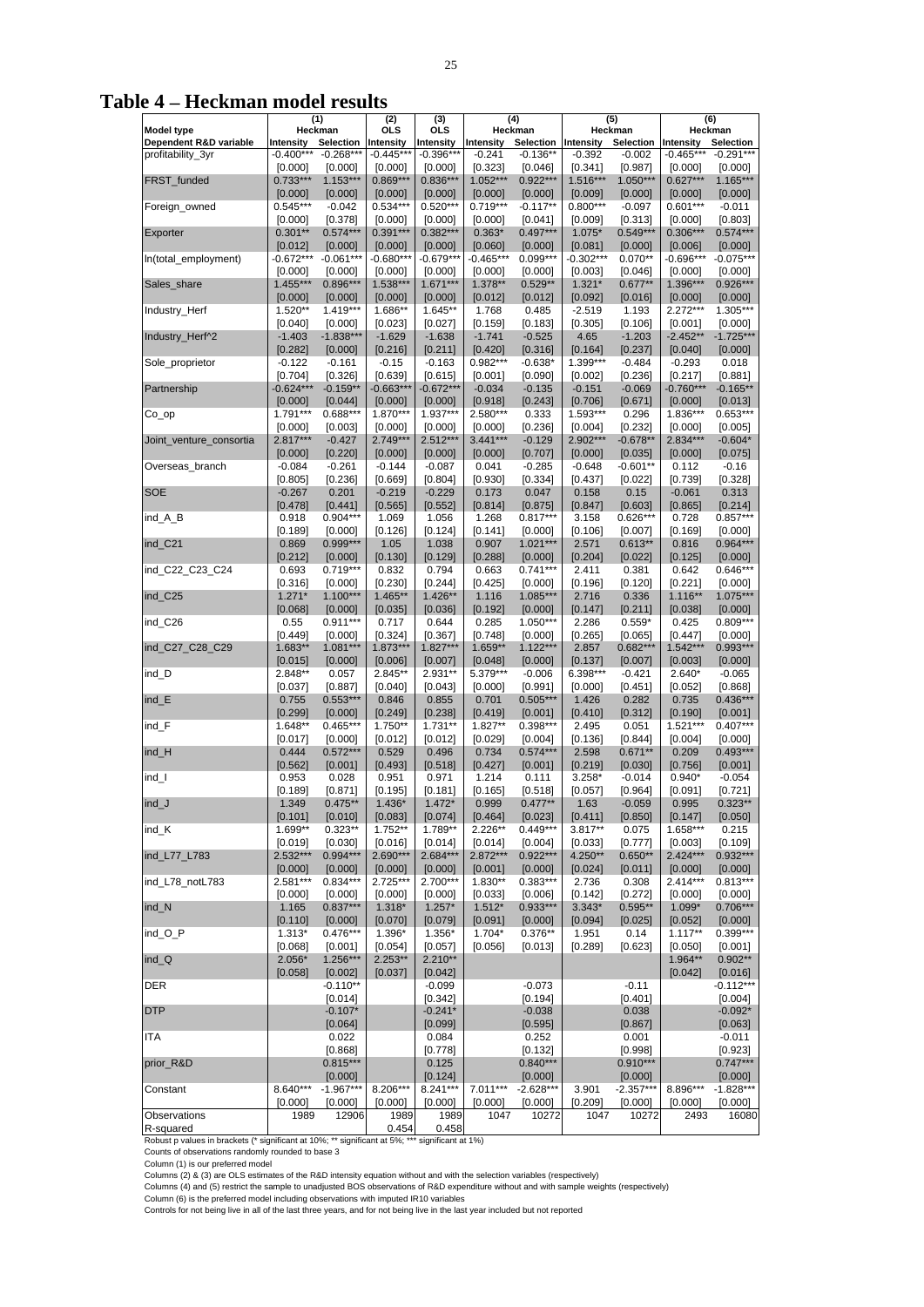# Table 4 – Heckman model results

| | (1) | | (2) | (3) | (4) | | (5) | | (6) | |
|---|---|---|---|---|---|---|---|---|---|---|
| Model type | Heckman | | OLS | OLS | Heckman | | Heckman | | Heckman | |
| Dependent R&D variable | Intensity | Selection | Intensity | Intensity | Intensity | Selection | Intensity | Selection | Intensity | Selection |
| profitability_3yr | -0.400*** | -0.268*** | -0.445*** | -0.396*** | -0.241 | -0.136** | -0.392 | -0.002 | -0.465*** | -0.291*** |
| | [0.000] | [0.000] | [0.000] | [0.000] | [0.323] | [0.046] | [0.341] | [0.987] | [0.000] | [0.000] |
| FRST_funded | 0.733*** | 1.153*** | 0.869*** | 0.836*** | 1.052*** | 0.922*** | 1.516*** | 1.050*** | 0.627*** | 1.165*** |
| | [0.000] | [0.000] | [0.000] | [0.000] | [0.000] | [0.000] | [0.009] | [0.000] | [0.000] | [0.000] |
| Foreign_owned | 0.545*** | -0.042 | 0.534*** | 0.520*** | 0.719*** | -0.117** | 0.800*** | -0.097 | 0.601*** | -0.011 |
| | [0.000] | [0.378] | [0.000] | [0.000] | [0.000] | [0.041] | [0.009] | [0.313] | [0.000] | [0.803] |
| Exporter | 0.301** | 0.574*** | 0.391*** | 0.382*** | 0.363* | 0.497*** | 1.075* | 0.549*** | 0.306*** | 0.574*** |
| | [0.012] | [0.000] | [0.000] | [0.000] | [0.060] | [0.000] | [0.081] | [0.000] | [0.006] | [0.000] |
| ln(total_employment) | -0.672*** | -0.061*** | -0.680*** | -0.679*** | -0.465*** | 0.099*** | -0.302*** | 0.070** | -0.696*** | -0.075*** |
| | [0.000] | [0.000] | [0.000] | [0.000] | [0.000] | [0.000] | [0.003] | [0.046] | [0.000] | [0.000] |
| Sales_share | 1.455*** | 0.896*** | 1.538*** | 1.671*** | 1.378** | 0.529** | 1.321* | 0.677** | 1.396*** | 0.926*** |
| | [0.000] | [0.000] | [0.000] | [0.000] | [0.012] | [0.012] | [0.092] | [0.016] | [0.000] | [0.000] |
| Industry_Herf | 1.520** | 1.419*** | 1.686** | 1.645** | 1.768 | 0.485 | -2.519 | 1.193 | 2.272*** | 1.305*** |
| | [0.040] | [0.000] | [0.023] | [0.027] | [0.159] | [0.183] | [0.305] | [0.106] | [0.001] | [0.000] |
| Industry_Herf^2 | -1.403 | -1.838*** | -1.629 | -1.638 | -1.741 | -0.525 | 4.65 | -1.203 | -2.452** | -1.725*** |
| | [0.282] | [0.000] | [0.216] | [0.211] | [0.420] | [0.316] | [0.164] | [0.237] | [0.040] | [0.000] |
| Sole_proprietor | -0.122 | -0.161 | -0.15 | -0.163 | 0.982*** | -0.638* | 1.399*** | -0.484 | -0.293 | 0.018 |
| | [0.704] | [0.326] | [0.639] | [0.615] | [0.001] | [0.090] | [0.002] | [0.236] | [0.217] | [0.881] |
| Partnership | -0.624*** | -0.159** | -0.663*** | -0.672*** | -0.034 | -0.135 | -0.151 | -0.069 | -0.760*** | -0.165** |
| | [0.000] | [0.044] | [0.000] | [0.000] | [0.918] | [0.243] | [0.706] | [0.671] | [0.000] | [0.013] |
| Co_op | 1.791*** | 0.688*** | 1.870*** | 1.937*** | 2.580*** | 0.333 | 1.593*** | 0.296 | 1.836*** | 0.653*** |
| | [0.000] | [0.003] | [0.000] | [0.000] | [0.000] | [0.236] | [0.004] | [0.232] | [0.000] | [0.005] |
| Joint_venture_consortia | 2.817*** | -0.427 | 2.749*** | 2.512*** | 3.441*** | -0.129 | 2.902*** | -0.678** | 2.834*** | -0.604* |
| | [0.000] | [0.220] | [0.000] | [0.000] | [0.000] | [0.707] | [0.000] | [0.035] | [0.000] | [0.075] |
| Overseas_branch | -0.084 | -0.261 | -0.144 | -0.087 | 0.041 | -0.285 | -0.648 | -0.601** | 0.112 | -0.16 |
| | [0.805] | [0.236] | [0.669] | [0.804] | [0.930] | [0.334] | [0.437] | [0.022] | [0.739] | [0.328] |
| SOE | -0.267 | 0.201 | -0.219 | -0.229 | 0.173 | 0.047 | 0.158 | 0.15 | -0.061 | 0.313 |
| | [0.478] | [0.441] | [0.565] | [0.552] | [0.814] | [0.875] | [0.847] | [0.603] | [0.865] | [0.214] |
| ind_A_B | 0.918 | 0.904*** | 1.069 | 1.056 | 1.268 | 0.817*** | 3.158 | 0.626*** | 0.728 | 0.857*** |
| | [0.189] | [0.000] | [0.126] | [0.124] | [0.141] | [0.000] | [0.106] | [0.007] | [0.169] | [0.000] |
| ind_C21 | 0.869 | 0.999*** | 1.05 | 1.038 | 0.907 | 1.021*** | 2.571 | 0.613** | 0.816 | 0.964*** |
| | [0.212] | [0.000] | [0.130] | [0.129] | [0.288] | [0.000] | [0.204] | [0.022] | [0.125] | [0.000] |
| ind_C22_C23_C24 | 0.693 | 0.719*** | 0.832 | 0.794 | 0.663 | 0.741*** | 2.411 | 0.381 | 0.642 | 0.646*** |
| | [0.316] | [0.000] | [0.230] | [0.244] | [0.425] | [0.000] | [0.196] | [0.120] | [0.221] | [0.000] |
| ind_C25 | 1.271* | 1.100*** | 1.465** | 1.426** | 1.116 | 1.085*** | 2.716 | 0.336 | 1.116** | 1.075*** |
| | [0.068] | [0.000] | [0.035] | [0.036] | [0.192] | [0.000] | [0.147] | [0.211] | [0.038] | [0.000] |
| ind_C26 | 0.55 | 0.911*** | 0.717 | 0.644 | 0.285 | 1.050*** | 2.286 | 0.559* | 0.425 | 0.809*** |
| | [0.449] | [0.000] | [0.324] | [0.367] | [0.748] | [0.000] | [0.265] | [0.065] | [0.447] | [0.000] |
| ind_C27_C28_C29 | 1.683** | 1.081*** | 1.873*** | 1.827*** | 1.659** | 1.122*** | 2.857 | 0.682*** | 1.542*** | 0.993*** |
| | [0.015] | [0.000] | [0.006] | [0.007] | [0.048] | [0.000] | [0.137] | [0.007] | [0.003] | [0.000] |
| ind_D | 2.848** | 0.057 | 2.845** | 2.931** | 5.379*** | -0.006 | 6.398*** | -0.421 | 2.640* | -0.065 |
| | [0.037] | [0.887] | [0.040] | [0.043] | [0.000] | [0.991] | [0.000] | [0.451] | [0.052] | [0.868] |
| ind_E | 0.755 | 0.553*** | 0.846 | 0.855 | 0.701 | 0.505*** | 1.426 | 0.282 | 0.735 | 0.436*** |
| | [0.299] | [0.000] | [0.249] | [0.238] | [0.419] | [0.001] | [0.410] | [0.312] | [0.190] | [0.001] |
| ind_F | 1.648** | 0.465*** | 1.750** | 1.731** | 1.827** | 0.398*** | 2.495 | 0.051 | 1.521*** | 0.407*** |
| | [0.017] | [0.000] | [0.012] | [0.012] | [0.029] | [0.004] | [0.136] | [0.844] | [0.004] | [0.000] |
| ind_H | 0.444 | 0.572*** | 0.529 | 0.496 | 0.734 | 0.574*** | 2.598 | 0.671** | 0.209 | 0.493*** |
| | [0.562] | [0.001] | [0.493] | [0.518] | [0.427] | [0.001] | [0.219] | [0.030] | [0.756] | [0.001] |
| ind_I | 0.953 | 0.028 | 0.951 | 0.971 | 1.214 | 0.111 | 3.258* | -0.014 | 0.940* | -0.054 |
| | [0.189] | [0.871] | [0.195] | [0.181] | [0.165] | [0.518] | [0.057] | [0.964] | [0.091] | [0.721] |
| ind_J | 1.349 | 0.475** | 1.436* | 1.472* | 0.999 | 0.477** | 1.63 | -0.059 | 0.995 | 0.323** |
| | [0.101] | [0.010] | [0.083] | [0.074] | [0.464] | [0.023] | [0.411] | [0.850] | [0.147] | [0.050] |
| ind_K | 1.699** | 0.323** | 1.752** | 1.789** | 2.226** | 0.449*** | 3.817** | 0.075 | 1.658*** | 0.215 |
| | [0.019] | [0.030] | [0.016] | [0.014] | [0.014] | [0.004] | [0.033] | [0.777] | [0.003] | [0.109] |
| ind_L77_L783 | 2.532*** | 0.994*** | 2.690*** | 2.684*** | 2.872*** | 0.922*** | 4.250** | 0.650** | 2.424*** | 0.932*** |
| | [0.000] | [0.000] | [0.000] | [0.000] | [0.001] | [0.000] | [0.024] | [0.011] | [0.000] | [0.000] |
| ind_L78_notL783 | 2.581*** | 0.834*** | 2.725*** | 2.700*** | 1.830** | 0.383*** | 2.736 | 0.308 | 2.414*** | 0.813*** |
| | [0.000] | [0.000] | [0.000] | [0.000] | [0.033] | [0.006] | [0.142] | [0.272] | [0.000] | [0.000] |
| ind_N | 1.165 | 0.837*** | 1.318* | 1.257* | 1.512* | 0.933*** | 3.343* | 0.595** | 1.099* | 0.706*** |
| | [0.110] | [0.000] | [0.070] | [0.079] | [0.091] | [0.000] | [0.094] | [0.025] | [0.052] | [0.000] |
| ind_O_P | 1.313* | 0.476*** | 1.396* | 1.356* | 1.704* | 0.376** | 1.951 | 0.14 | 1.117** | 0.399*** |
| | [0.068] | [0.001] | [0.054] | [0.057] | [0.056] | [0.013] | [0.289] | [0.623] | [0.050] | [0.001] |
| ind_Q | 2.056* | 1.256*** | 2.253** | 2.210** | | | | | 1.964** | 0.902** |
| | [0.058] | [0.002] | [0.037] | [0.042] | | | | | [0.042] | [0.016] |
| DER | | -0.110** | | -0.099 | | -0.073 | | -0.11 | | -0.112*** |
| | | [0.014] | | [0.342] | | [0.194] | | [0.401] | | [0.004] |
| DTP | | -0.107* | | -0.241* | | -0.038 | | 0.038 | | -0.092* |
| | | [0.064] | | [0.099] | | [0.595] | | [0.867] | | [0.063] |
| ITA | | 0.022 | | 0.084 | | 0.252 | | 0.001 | | -0.011 |
| | | [0.868] | | [0.778] | | [0.132] | | [0.998] | | [0.923] |
| prior_R&D | | 0.815*** | | 0.125 | | 0.840*** | | 0.910*** | | 0.747*** |
| | | [0.000] | | [0.124] | | [0.000] | | [0.000] | | [0.000] |
| Constant | 8.640*** | -1.967*** | 8.206*** | 8.241*** | 7.011*** | -2.628*** | 3.901 | -2.357*** | 8.896*** | -1.828*** |
| | [0.000] | [0.000] | [0.000] | [0.000] | [0.000] | [0.000] | [0.209] | [0.000] | [0.000] | [0.000] |
| Observations | 1989 | 12906 | 1989 | 1989 | 1047 | 10272 | 1047 | 10272 | 2493 | 16080 |
| R-squared | | | 0.454 | 0.458 | | | | | | |

Robust p values in brackets (* significant at 10%; ** significant at 5%; *** significant at 1%)

Counts of observations randomly rounded to base 3

Column (1) is our preferred model

Columns (2) & (3) are OLS estimates of the R&D intensity equation without and with the selection variables (respectively)

Columns (4) and (5) restrict the sample to unadjusted BOS observations of R&D expenditure without and with sample weights (respectively)

Column (6) is the preferred model including observations with imputed IR10 variables

Controls for not being live in all of the last three years, and for not being live in the last year included but not reported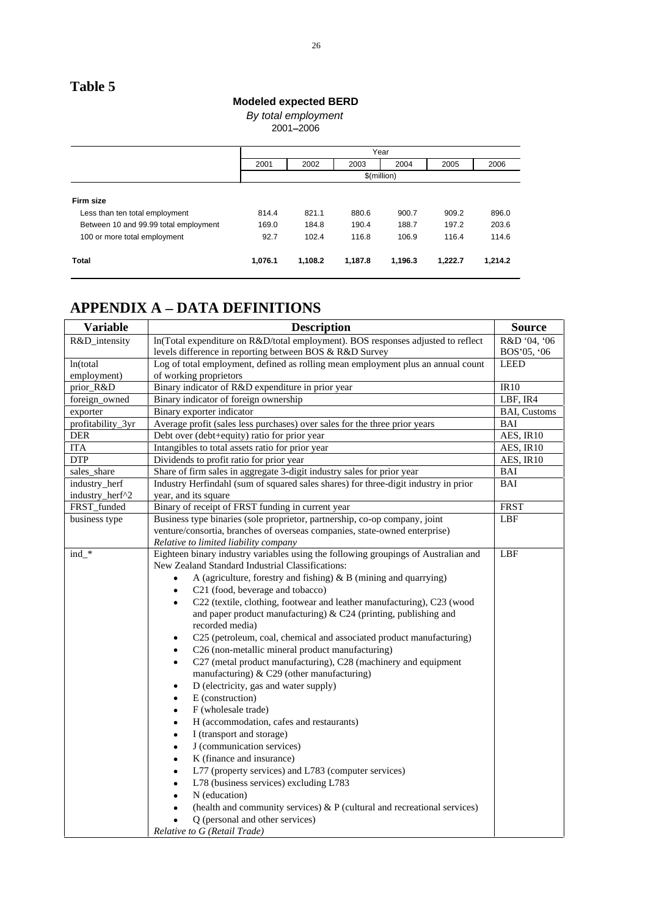## Table 5

**Modeled expected BERD**

*By total employment*

2001–2006

| | Year | | | | | |
|---|---|---|---|---|---|---|
| | 2001 | 2002 | 2003 | 2004 | 2005 | 2006 |
| | $(million) | | | | | |
| **Firm size** | | | | | | |
| Less than ten total employment | 814.4 | 821.1 | 880.6 | 900.7 | 909.2 | 896.0 |
| Between 10 and 99.99 total employment | 169.0 | 184.8 | 190.4 | 188.7 | 197.2 | 203.6 |
| 100 or more total employment | 92.7 | 102.4 | 116.8 | 106.9 | 116.4 | 114.6 |
| **Total** | **1,076.1** | **1,108.2** | **1,187.8** | **1,196.3** | **1,222.7** | **1,214.2** |

# APPENDIX A – DATA DEFINITIONS

| Variable | Description | Source |
|---|---|---|
| R&D_intensity | ln(Total expenditure on R&D/total employment). BOS responses adjusted to reflect levels difference in reporting between BOS & R&D Survey | R&D '04, '06 BOS'05, '06 |
| ln(total employment) | Log of total employment, defined as rolling mean employment plus an annual count of working proprietors | LEED |
| prior_R&D | Binary indicator of R&D expenditure in prior year | IR10 |
| foreign_owned | Binary indicator of foreign ownership | LBF, IR4 |
| exporter | Binary exporter indicator | BAI, Customs |
| profitability_3yr | Average profit (sales less purchases) over sales for the three prior years | BAI |
| DER | Debt over (debt+equity) ratio for prior year | AES, IR10 |
| ITA | Intangibles to total assets ratio for prior year | AES, IR10 |
| DTP | Dividends to profit ratio for prior year | AES, IR10 |
| sales_share | Share of firm sales in aggregate 3-digit industry sales for prior year | BAI |
| industry_herf industry_herf^2 | Industry Herfindahl (sum of squared sales shares) for three-digit industry in prior year, and its square | BAI |
| FRST_funded | Binary of receipt of FRST funding in current year | FRST |
| business type | Business type binaries (sole proprietor, partnership, co-op company, joint venture/consortia, branches of overseas companies, state-owned enterprise) *Relative to limited liability company* | LBF |
| ind_* | Eighteen binary industry variables using the following groupings of Australian and New Zealand Standard Industrial Classifications: • A (agriculture, forestry and fishing) & B (mining and quarrying) • C21 (food, beverage and tobacco) • C22 (textile, clothing, footwear and leather manufacturing), C23 (wood and paper product manufacturing) & C24 (printing, publishing and recorded media) • C25 (petroleum, coal, chemical and associated product manufacturing) • C26 (non-metallic mineral product manufacturing) • C27 (metal product manufacturing), C28 (machinery and equipment manufacturing) & C29 (other manufacturing) • D (electricity, gas and water supply) • E (construction) • F (wholesale trade) • H (accommodation, cafes and restaurants) • I (transport and storage) • J (communication services) • K (finance and insurance) • L77 (property services) and L783 (computer services) • L78 (business services) excluding L783 • N (education) • (health and community services) & P (cultural and recreational services) • Q (personal and other services) *Relative to G (Retail Trade)* | LBF |